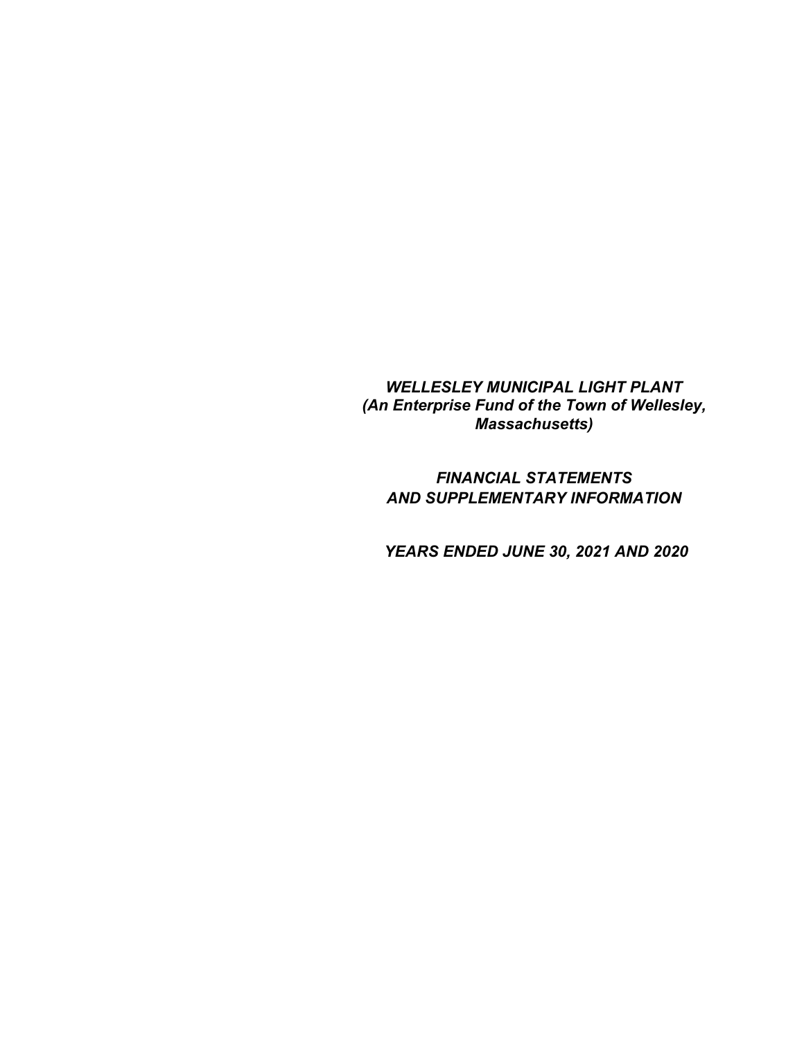# *WELLESLEY MUNICIPAL LIGHT PLANT*
### *(An Enterprise Fund of the Town of Wellesley, Massachusetts)*

## *FINANCIAL STATEMENTS AND SUPPLEMENTARY INFORMATION*

## *YEARS ENDED JUNE 30, 2021 AND 2020*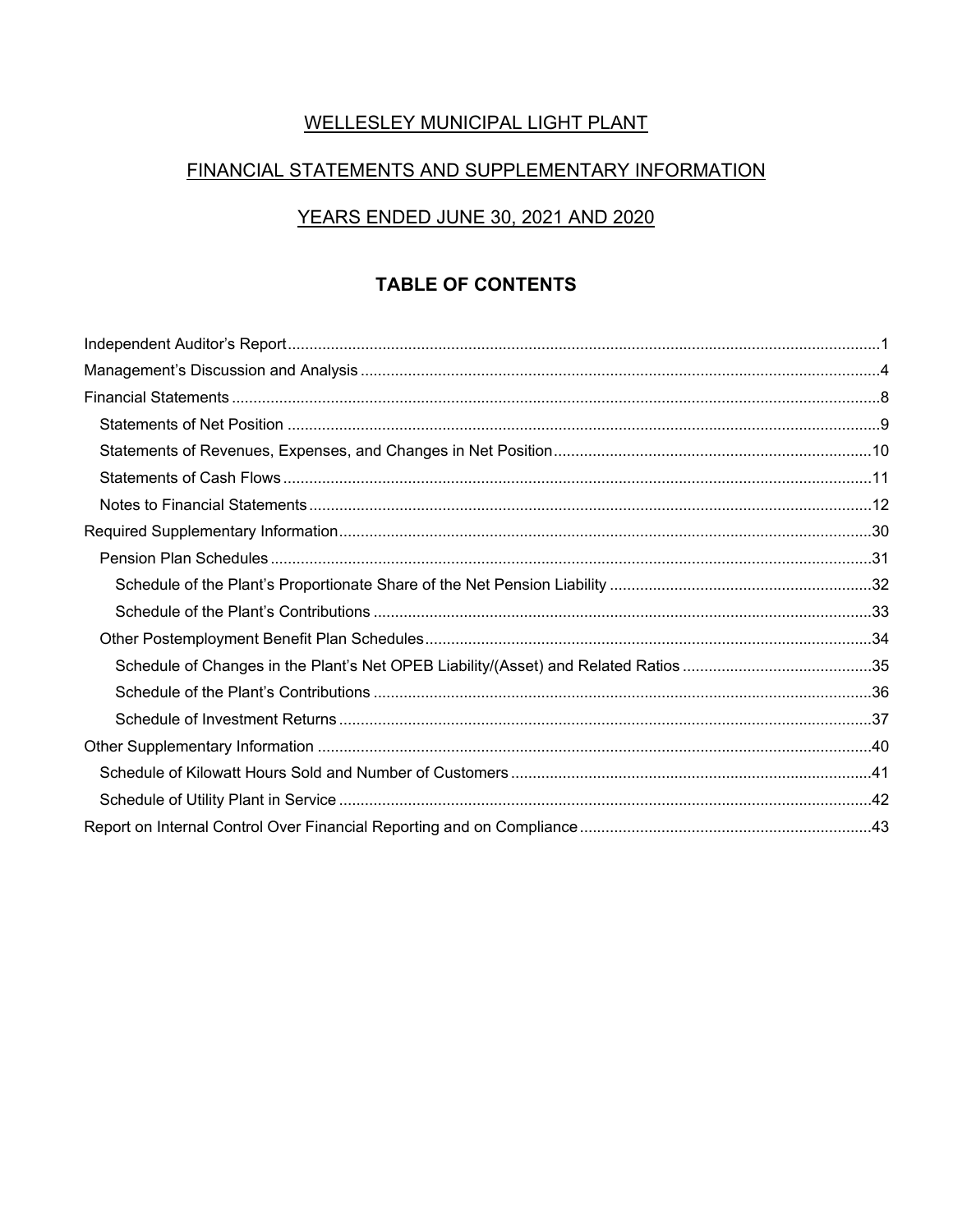# WELLESLEY MUNICIPAL LIGHT PLANT

## FINANCIAL STATEMENTS AND SUPPLEMENTARY INFORMATION

## YEARS ENDED JUNE 30, 2021 AND 2020

### TABLE OF CONTENTS

| | |
|---|---|
| Independent Auditor's Report | 1 |
| Management's Discussion and Analysis | 4 |
| Financial Statements | 8 |
| Statements of Net Position | 9 |
| Statements of Revenues, Expenses, and Changes in Net Position | 10 |
| Statements of Cash Flows | 11 |
| Notes to Financial Statements | 12 |
| Required Supplementary Information | 30 |
| Pension Plan Schedules | 31 |
| Schedule of the Plant's Proportionate Share of the Net Pension Liability | 32 |
| Schedule of the Plant's Contributions | 33 |
| Other Postemployment Benefit Plan Schedules | 34 |
| Schedule of Changes in the Plant's Net OPEB Liability/(Asset) and Related Ratios | 35 |
| Schedule of the Plant's Contributions | 36 |
| Schedule of Investment Returns | 37 |
| Other Supplementary Information | 40 |
| Schedule of Kilowatt Hours Sold and Number of Customers | 41 |
| Schedule of Utility Plant in Service | 42 |
| Report on Internal Control Over Financial Reporting and on Compliance | 43 |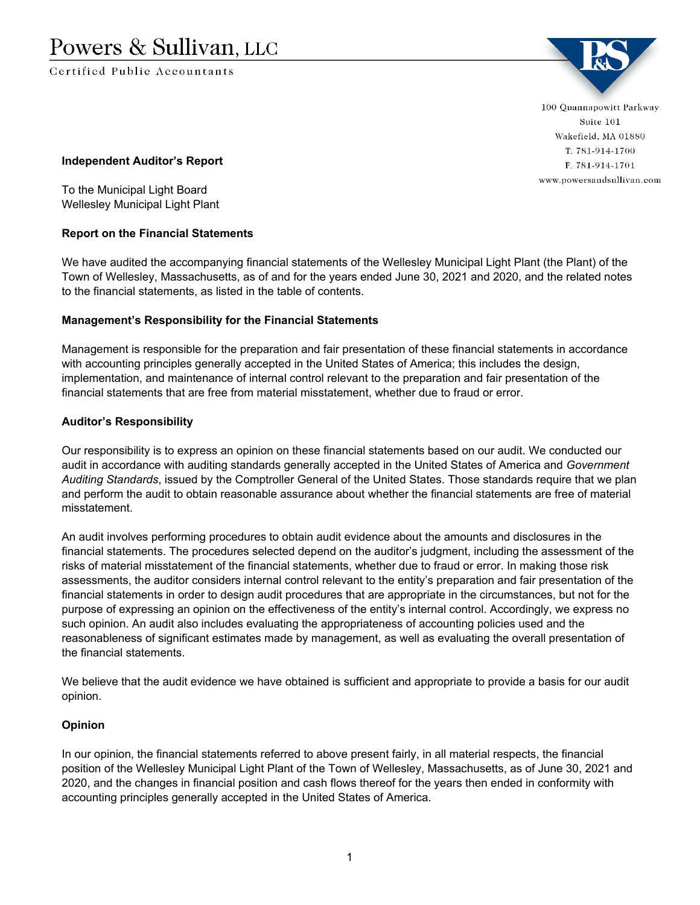Powers & Sullivan, LLC

Certified Public Accountants

100 Quannapowitt Parkway
Suite 101
Wakefield, MA 01880
T. 781-914-1700
F. 781-914-1701
www.powersandsullivan.com

**Independent Auditor's Report**

To the Municipal Light Board
Wellesley Municipal Light Plant

**Report on the Financial Statements**

We have audited the accompanying financial statements of the Wellesley Municipal Light Plant (the Plant) of the Town of Wellesley, Massachusetts, as of and for the years ended June 30, 2021 and 2020, and the related notes to the financial statements, as listed in the table of contents.

**Management's Responsibility for the Financial Statements**

Management is responsible for the preparation and fair presentation of these financial statements in accordance with accounting principles generally accepted in the United States of America; this includes the design, implementation, and maintenance of internal control relevant to the preparation and fair presentation of the financial statements that are free from material misstatement, whether due to fraud or error.

**Auditor's Responsibility**

Our responsibility is to express an opinion on these financial statements based on our audit. We conducted our audit in accordance with auditing standards generally accepted in the United States of America and *Government Auditing Standards*, issued by the Comptroller General of the United States. Those standards require that we plan and perform the audit to obtain reasonable assurance about whether the financial statements are free of material misstatement.

An audit involves performing procedures to obtain audit evidence about the amounts and disclosures in the financial statements. The procedures selected depend on the auditor's judgment, including the assessment of the risks of material misstatement of the financial statements, whether due to fraud or error. In making those risk assessments, the auditor considers internal control relevant to the entity's preparation and fair presentation of the financial statements in order to design audit procedures that are appropriate in the circumstances, but not for the purpose of expressing an opinion on the effectiveness of the entity's internal control. Accordingly, we express no such opinion. An audit also includes evaluating the appropriateness of accounting policies used and the reasonableness of significant estimates made by management, as well as evaluating the overall presentation of the financial statements.

We believe that the audit evidence we have obtained is sufficient and appropriate to provide a basis for our audit opinion.

**Opinion**

In our opinion, the financial statements referred to above present fairly, in all material respects, the financial position of the Wellesley Municipal Light Plant of the Town of Wellesley, Massachusetts, as of June 30, 2021 and 2020, and the changes in financial position and cash flows thereof for the years then ended in conformity with accounting principles generally accepted in the United States of America.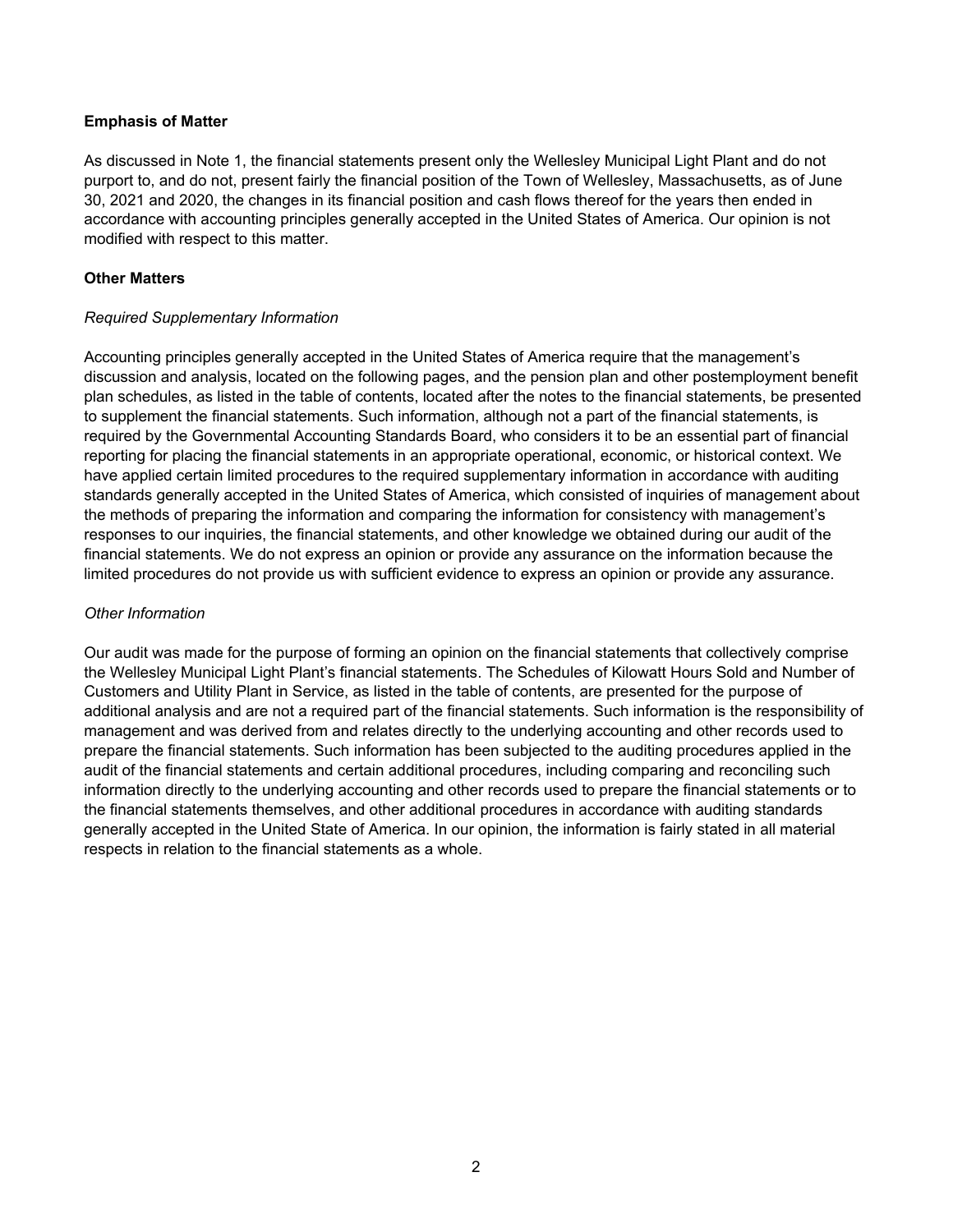**Emphasis of Matter**

As discussed in Note 1, the financial statements present only the Wellesley Municipal Light Plant and do not purport to, and do not, present fairly the financial position of the Town of Wellesley, Massachusetts, as of June 30, 2021 and 2020, the changes in its financial position and cash flows thereof for the years then ended in accordance with accounting principles generally accepted in the United States of America. Our opinion is not modified with respect to this matter.

**Other Matters**

*Required Supplementary Information*

Accounting principles generally accepted in the United States of America require that the management's discussion and analysis, located on the following pages, and the pension plan and other postemployment benefit plan schedules, as listed in the table of contents, located after the notes to the financial statements, be presented to supplement the financial statements. Such information, although not a part of the financial statements, is required by the Governmental Accounting Standards Board, who considers it to be an essential part of financial reporting for placing the financial statements in an appropriate operational, economic, or historical context. We have applied certain limited procedures to the required supplementary information in accordance with auditing standards generally accepted in the United States of America, which consisted of inquiries of management about the methods of preparing the information and comparing the information for consistency with management's responses to our inquiries, the financial statements, and other knowledge we obtained during our audit of the financial statements. We do not express an opinion or provide any assurance on the information because the limited procedures do not provide us with sufficient evidence to express an opinion or provide any assurance.

*Other Information*

Our audit was made for the purpose of forming an opinion on the financial statements that collectively comprise the Wellesley Municipal Light Plant's financial statements. The Schedules of Kilowatt Hours Sold and Number of Customers and Utility Plant in Service, as listed in the table of contents, are presented for the purpose of additional analysis and are not a required part of the financial statements. Such information is the responsibility of management and was derived from and relates directly to the underlying accounting and other records used to prepare the financial statements. Such information has been subjected to the auditing procedures applied in the audit of the financial statements and certain additional procedures, including comparing and reconciling such information directly to the underlying accounting and other records used to prepare the financial statements or to the financial statements themselves, and other additional procedures in accordance with auditing standards generally accepted in the United State of America. In our opinion, the information is fairly stated in all material respects in relation to the financial statements as a whole.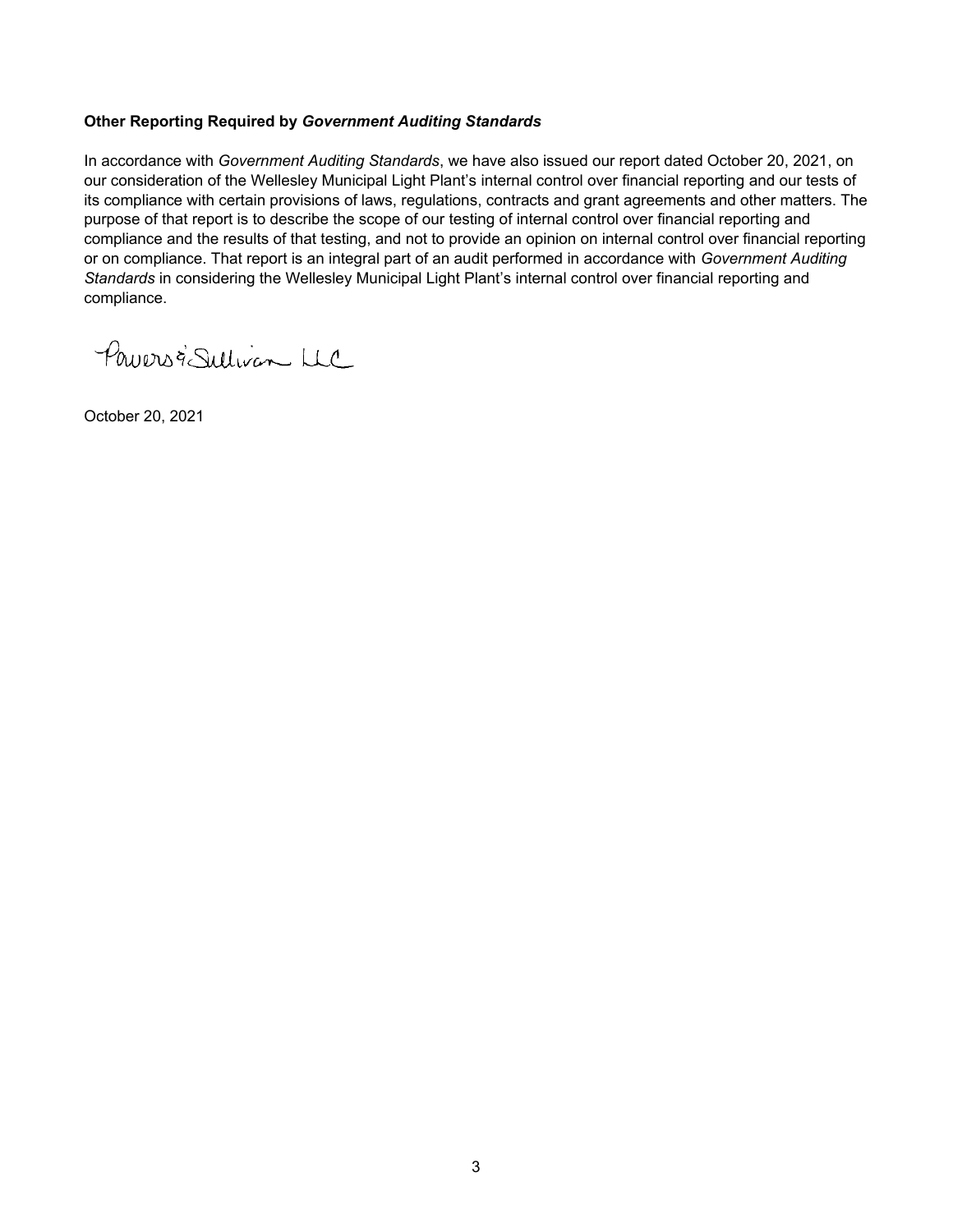**Other Reporting Required by *Government Auditing Standards***

In accordance with *Government Auditing Standards*, we have also issued our report dated October 20, 2021, on our consideration of the Wellesley Municipal Light Plant's internal control over financial reporting and our tests of its compliance with certain provisions of laws, regulations, contracts and grant agreements and other matters. The purpose of that report is to describe the scope of our testing of internal control over financial reporting and compliance and the results of that testing, and not to provide an opinion on internal control over financial reporting or on compliance. That report is an integral part of an audit performed in accordance with *Government Auditing Standards* in considering the Wellesley Municipal Light Plant's internal control over financial reporting and compliance.

Powers & Sullivan LLC

October 20, 2021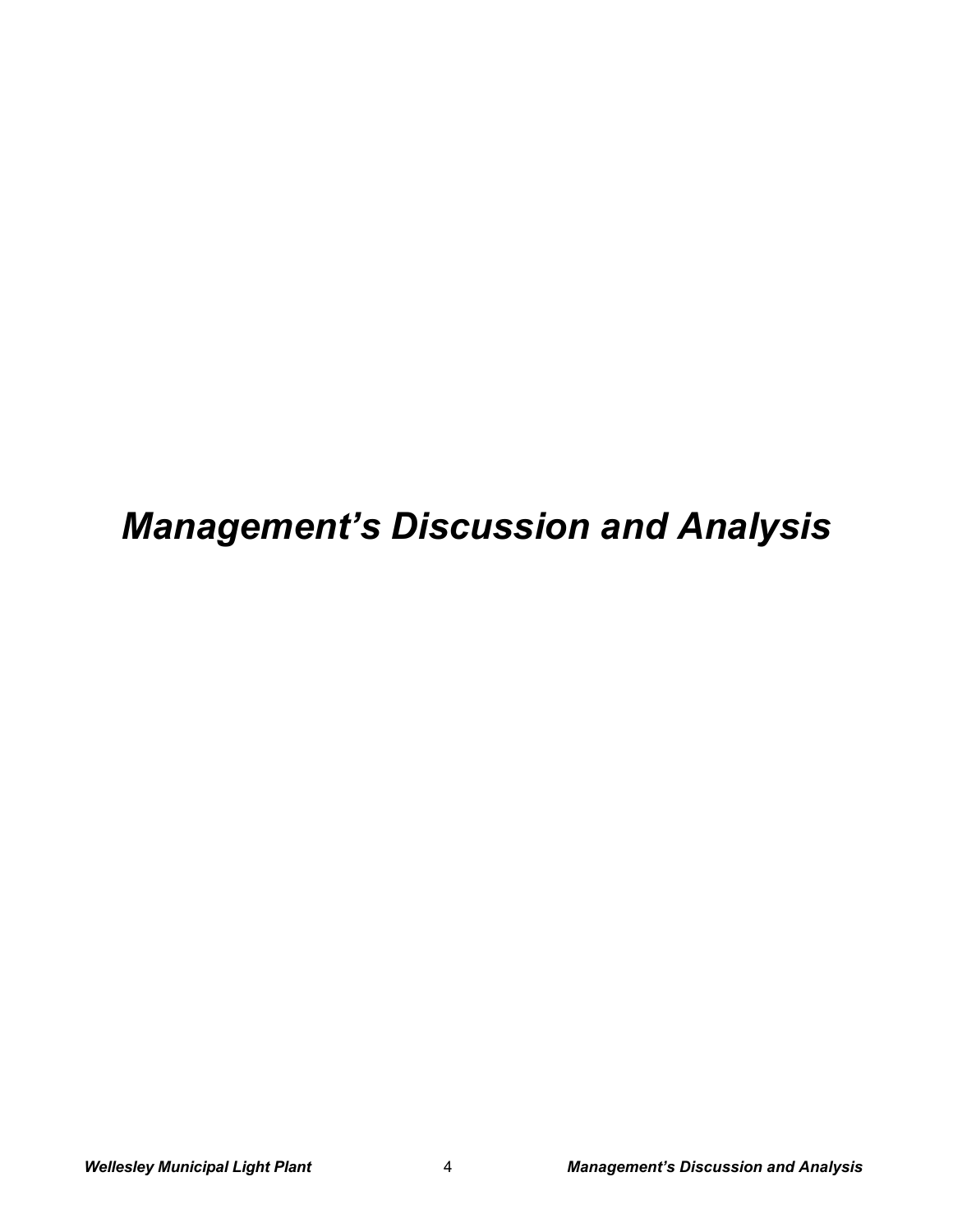# *Management's Discussion and Analysis*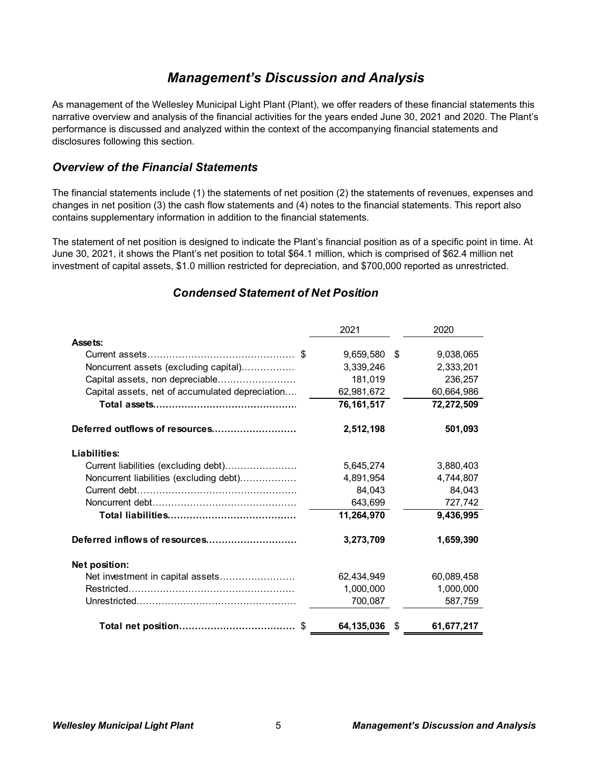# *Management's Discussion and Analysis*

As management of the Wellesley Municipal Light Plant (Plant), we offer readers of these financial statements this narrative overview and analysis of the financial activities for the years ended June 30, 2021 and 2020. The Plant's performance is discussed and analyzed within the context of the accompanying financial statements and disclosures following this section.

## *Overview of the Financial Statements*

The financial statements include (1) the statements of net position (2) the statements of revenues, expenses and changes in net position (3) the cash flow statements and (4) notes to the financial statements. This report also contains supplementary information in addition to the financial statements.

The statement of net position is designed to indicate the Plant's financial position as of a specific point in time. At June 30, 2021, it shows the Plant's net position to total $64.1 million, which is comprised of $62.4 million net investment of capital assets, $1.0 million restricted for depreciation, and $700,000 reported as unrestricted.

### *Condensed Statement of Net Position*

| | 2021 | 2020 |
|---|---|---|
| **Assets:** | | |
| Current assets | $ 9,659,580 | $ 9,038,065 |
| Noncurrent assets (excluding capital) | 3,339,246 | 2,333,201 |
| Capital assets, non depreciable | 181,019 | 236,257 |
| Capital assets, net of accumulated depreciation | 62,981,672 | 60,664,986 |
| **Total assets** | **76,161,517** | **72,272,509** |
| **Deferred outflows of resources** | **2,512,198** | **501,093** |
| **Liabilities:** | | |
| Current liabilities (excluding debt) | 5,645,274 | 3,880,403 |
| Noncurrent liabilities (excluding debt) | 4,891,954 | 4,744,807 |
| Current debt | 84,043 | 84,043 |
| Noncurrent debt | 643,699 | 727,742 |
| **Total liabilities** | **11,264,970** | **9,436,995** |
| **Deferred inflows of resources** | **3,273,709** | **1,659,390** |
| **Net position:** | | |
| Net investment in capital assets | 62,434,949 | 60,089,458 |
| Restricted | 1,000,000 | 1,000,000 |
| Unrestricted | 700,087 | 587,759 |
| **Total net position** | **$ 64,135,036** | **$ 61,677,217** |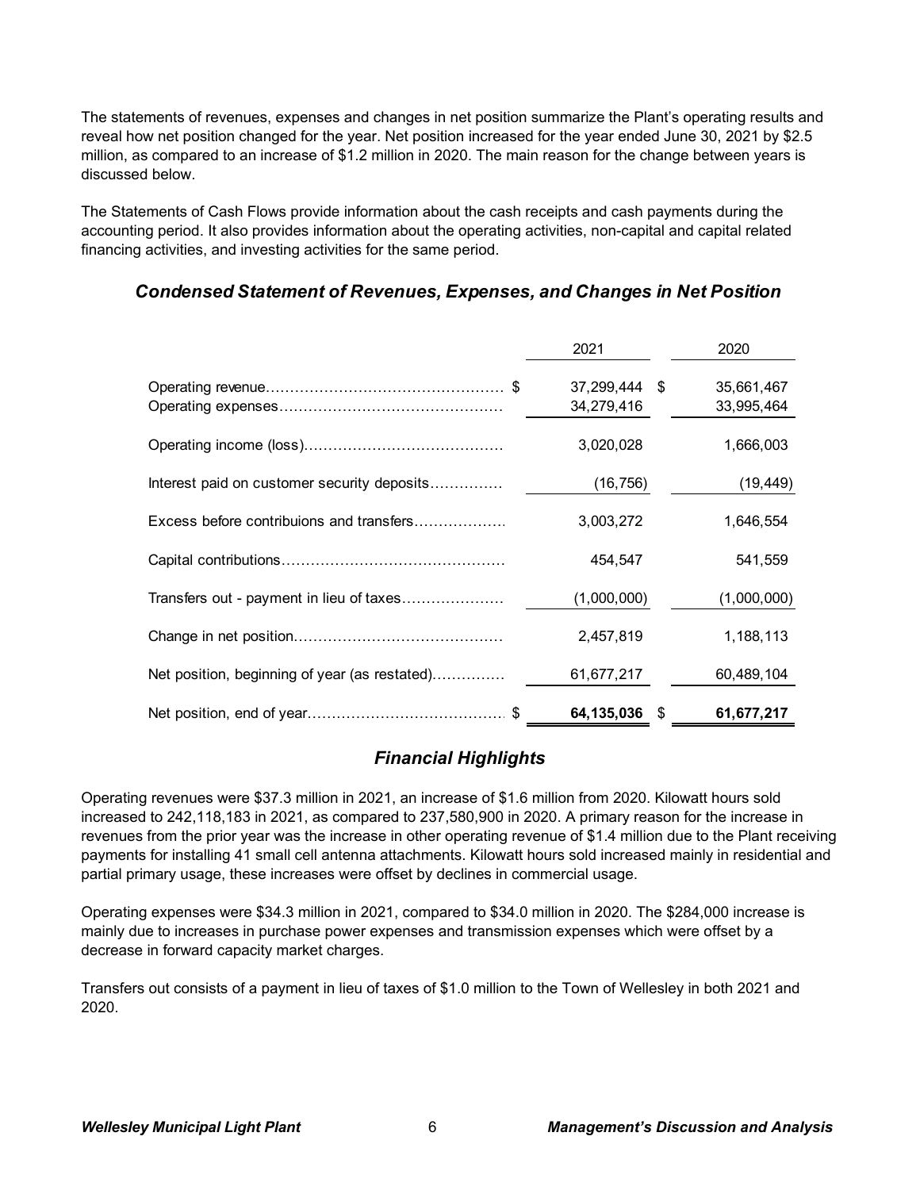The statements of revenues, expenses and changes in net position summarize the Plant's operating results and reveal how net position changed for the year. Net position increased for the year ended June 30, 2021 by $2.5 million, as compared to an increase of $1.2 million in 2020. The main reason for the change between years is discussed below.

The Statements of Cash Flows provide information about the cash receipts and cash payments during the accounting period. It also provides information about the operating activities, non-capital and capital related financing activities, and investing activities for the same period.

### *Condensed Statement of Revenues, Expenses, and Changes in Net Position*

| | 2021 | 2020 |
|---|---|---|
| Operating revenue | $ 37,299,444 | $ 35,661,467 |
| Operating expenses | 34,279,416 | 33,995,464 |
| Operating income (loss) | 3,020,028 | 1,666,003 |
| Interest paid on customer security deposits | (16,756) | (19,449) |
| Excess before contribuions and transfers | 3,003,272 | 1,646,554 |
| Capital contributions | 454,547 | 541,559 |
| Transfers out - payment in lieu of taxes | (1,000,000) | (1,000,000) |
| Change in net position | 2,457,819 | 1,188,113 |
| Net position, beginning of year (as restated) | 61,677,217 | 60,489,104 |
| Net position, end of year | $ **64,135,036** | $ **61,677,217** |

## *Financial Highlights*

Operating revenues were $37.3 million in 2021, an increase of $1.6 million from 2020. Kilowatt hours sold increased to 242,118,183 in 2021, as compared to 237,580,900 in 2020. A primary reason for the increase in revenues from the prior year was the increase in other operating revenue of $1.4 million due to the Plant receiving payments for installing 41 small cell antenna attachments. Kilowatt hours sold increased mainly in residential and partial primary usage, these increases were offset by declines in commercial usage.

Operating expenses were $34.3 million in 2021, compared to $34.0 million in 2020. The $284,000 increase is mainly due to increases in purchase power expenses and transmission expenses which were offset by a decrease in forward capacity market charges.

Transfers out consists of a payment in lieu of taxes of $1.0 million to the Town of Wellesley in both 2021 and 2020.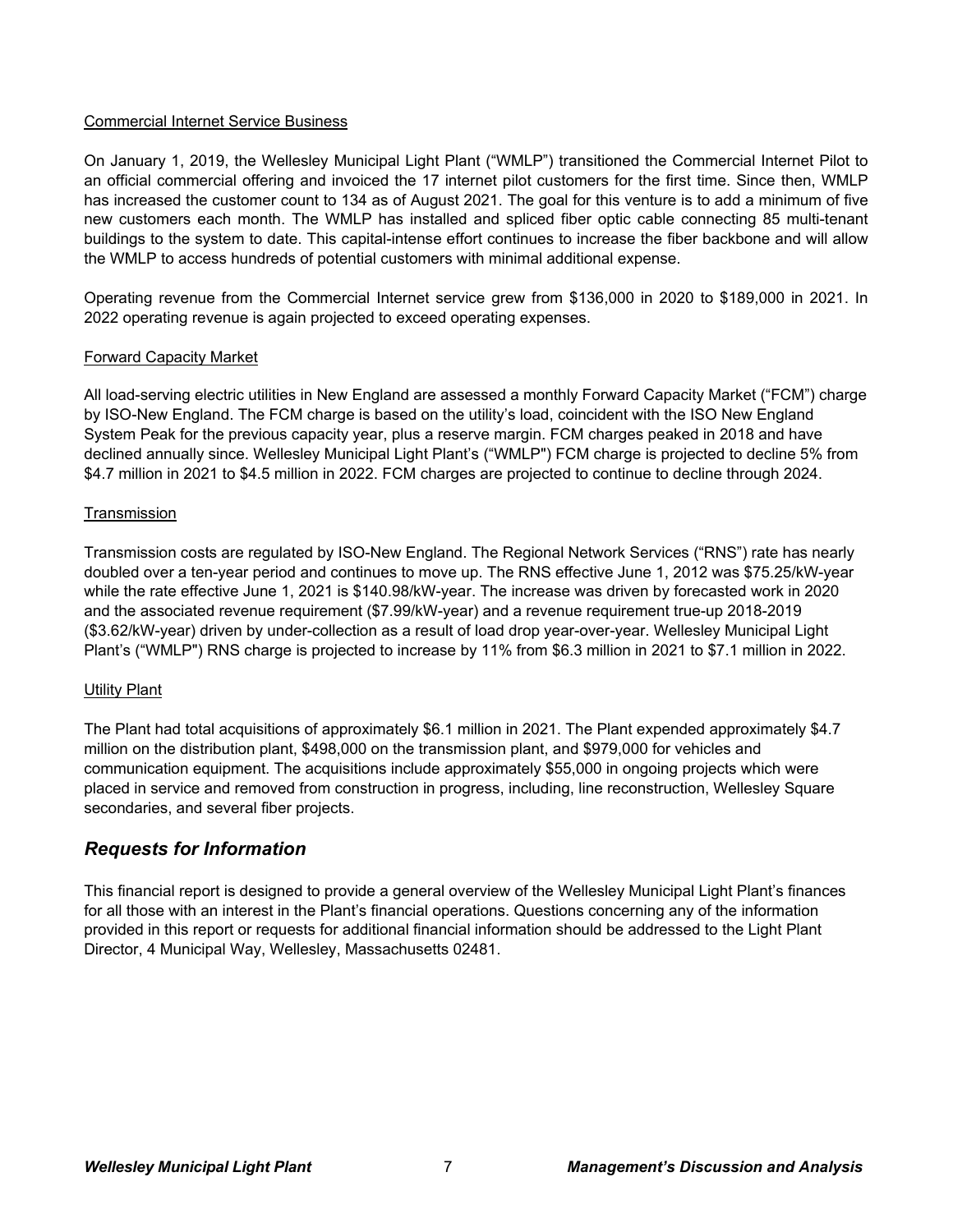Commercial Internet Service Business

On January 1, 2019, the Wellesley Municipal Light Plant ("WMLP") transitioned the Commercial Internet Pilot to an official commercial offering and invoiced the 17 internet pilot customers for the first time. Since then, WMLP has increased the customer count to 134 as of August 2021. The goal for this venture is to add a minimum of five new customers each month. The WMLP has installed and spliced fiber optic cable connecting 85 multi-tenant buildings to the system to date. This capital-intense effort continues to increase the fiber backbone and will allow the WMLP to access hundreds of potential customers with minimal additional expense.

Operating revenue from the Commercial Internet service grew from $136,000 in 2020 to $189,000 in 2021. In 2022 operating revenue is again projected to exceed operating expenses.

Forward Capacity Market

All load-serving electric utilities in New England are assessed a monthly Forward Capacity Market ("FCM") charge by ISO-New England. The FCM charge is based on the utility's load, coincident with the ISO New England System Peak for the previous capacity year, plus a reserve margin. FCM charges peaked in 2018 and have declined annually since. Wellesley Municipal Light Plant's ("WMLP") FCM charge is projected to decline 5% from $4.7 million in 2021 to $4.5 million in 2022. FCM charges are projected to continue to decline through 2024.

Transmission

Transmission costs are regulated by ISO-New England. The Regional Network Services ("RNS") rate has nearly doubled over a ten-year period and continues to move up. The RNS effective June 1, 2012 was $75.25/kW-year while the rate effective June 1, 2021 is $140.98/kW-year. The increase was driven by forecasted work in 2020 and the associated revenue requirement ($7.99/kW-year) and a revenue requirement true-up 2018-2019 ($3.62/kW-year) driven by under-collection as a result of load drop year-over-year. Wellesley Municipal Light Plant's ("WMLP") RNS charge is projected to increase by 11% from $6.3 million in 2021 to $7.1 million in 2022.

Utility Plant

The Plant had total acquisitions of approximately $6.1 million in 2021. The Plant expended approximately $4.7 million on the distribution plant, $498,000 on the transmission plant, and $979,000 for vehicles and communication equipment. The acquisitions include approximately $55,000 in ongoing projects which were placed in service and removed from construction in progress, including, line reconstruction, Wellesley Square secondaries, and several fiber projects.

## *Requests for Information*

This financial report is designed to provide a general overview of the Wellesley Municipal Light Plant's finances for all those with an interest in the Plant's financial operations. Questions concerning any of the information provided in this report or requests for additional financial information should be addressed to the Light Plant Director, 4 Municipal Way, Wellesley, Massachusetts 02481.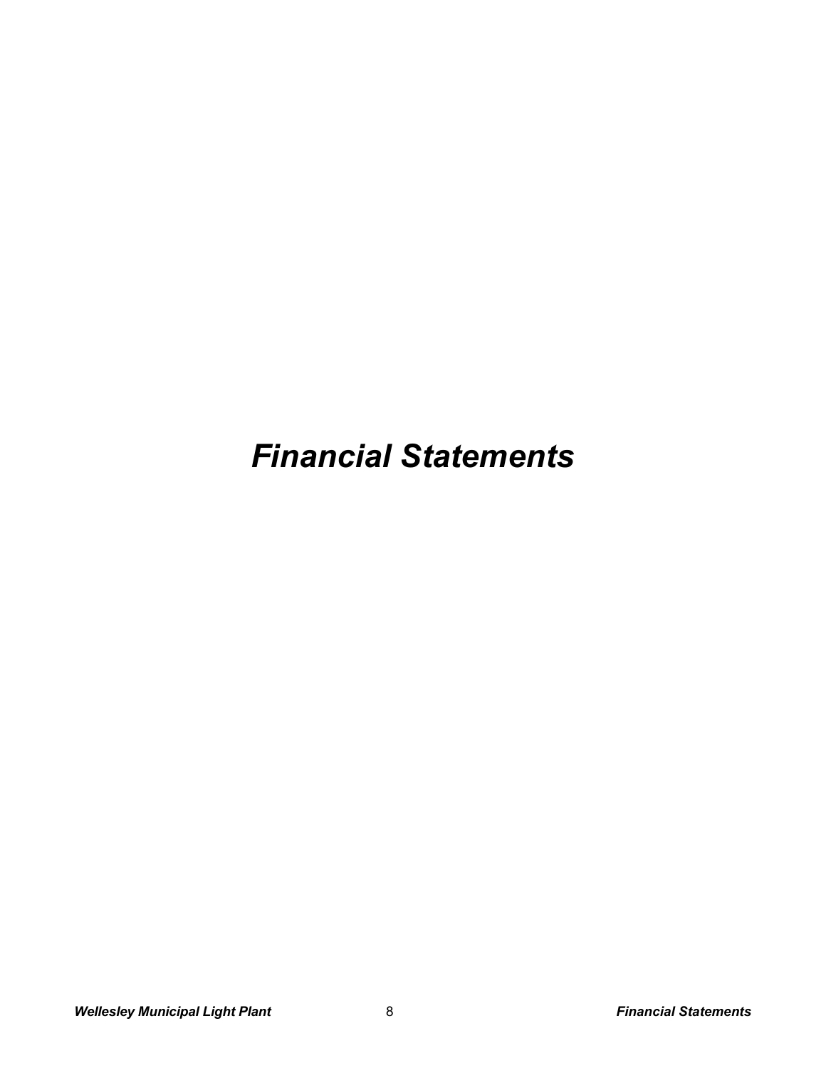# *Financial Statements*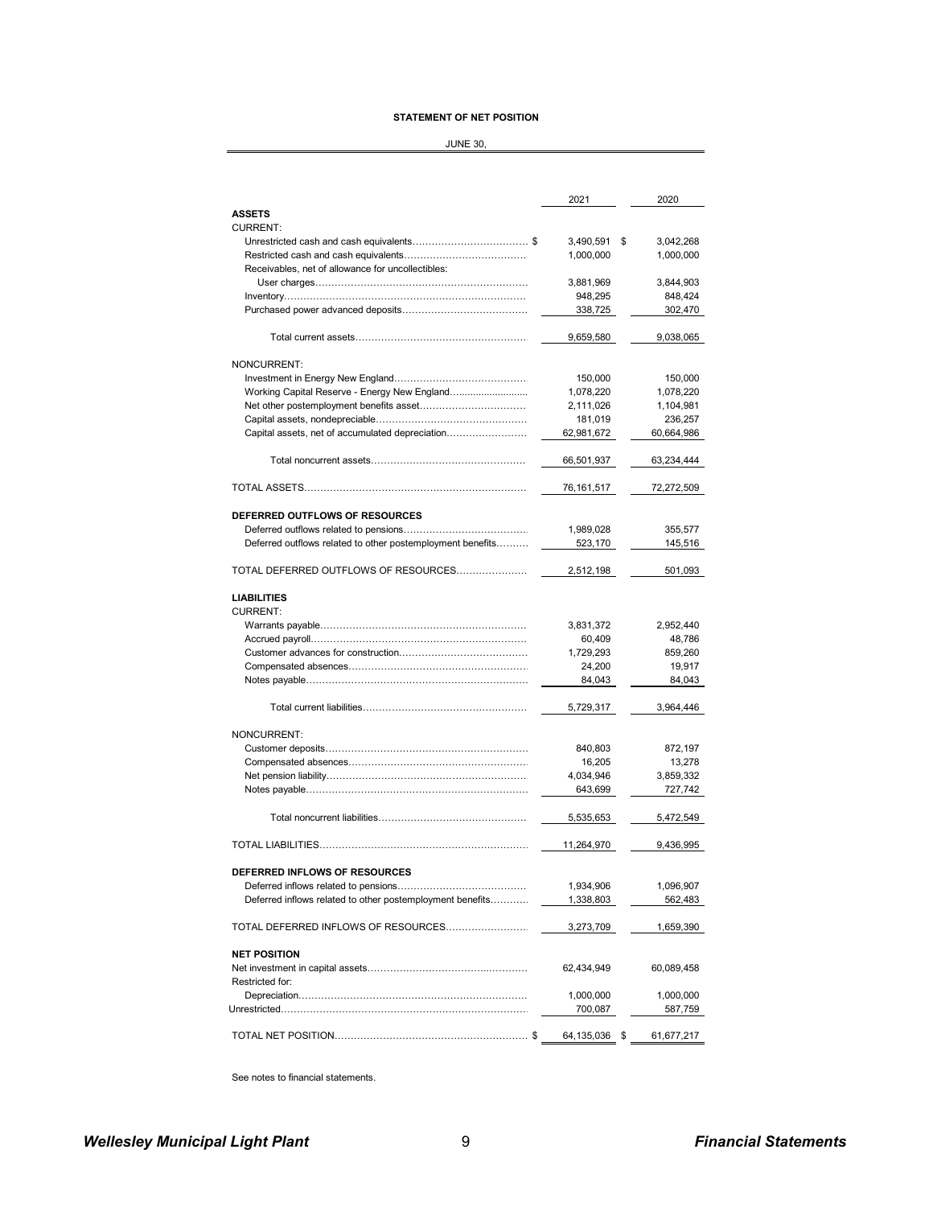**STATEMENT OF NET POSITION**

JUNE 30,

| | 2021 | 2020 |
|---|---|---|
| **ASSETS** | | |
| CURRENT: | | |
| Unrestricted cash and cash equivalents | $ 3,490,591 | $ 3,042,268 |
| Restricted cash and cash equivalents | 1,000,000 | 1,000,000 |
| Receivables, net of allowance for uncollectibles: | | |
| User charges | 3,881,969 | 3,844,903 |
| Inventory | 948,295 | 848,424 |
| Purchased power advanced deposits | 338,725 | 302,470 |
| Total current assets | 9,659,580 | 9,038,065 |
| NONCURRENT: | | |
| Investment in Energy New England | 150,000 | 150,000 |
| Working Capital Reserve - Energy New England | 1,078,220 | 1,078,220 |
| Net other postemployment benefits asset | 2,111,026 | 1,104,981 |
| Capital assets, nondepreciable | 181,019 | 236,257 |
| Capital assets, net of accumulated depreciation | 62,981,672 | 60,664,986 |
| Total noncurrent assets | 66,501,937 | 63,234,444 |
| TOTAL ASSETS | 76,161,517 | 72,272,509 |
| **DEFERRED OUTFLOWS OF RESOURCES** | | |
| Deferred outflows related to pensions | 1,989,028 | 355,577 |
| Deferred outflows related to other postemployment benefits | 523,170 | 145,516 |
| TOTAL DEFERRED OUTFLOWS OF RESOURCES | 2,512,198 | 501,093 |
| **LIABILITIES** | | |
| CURRENT: | | |
| Warrants payable | 3,831,372 | 2,952,440 |
| Accrued payroll | 60,409 | 48,786 |
| Customer advances for construction | 1,729,293 | 859,260 |
| Compensated absences | 24,200 | 19,917 |
| Notes payable | 84,043 | 84,043 |
| Total current liabilities | 5,729,317 | 3,964,446 |
| NONCURRENT: | | |
| Customer deposits | 840,803 | 872,197 |
| Compensated absences | 16,205 | 13,278 |
| Net pension liability | 4,034,946 | 3,859,332 |
| Notes payable | 643,699 | 727,742 |
| Total noncurrent liabilities | 5,535,653 | 5,472,549 |
| TOTAL LIABILITIES | 11,264,970 | 9,436,995 |
| **DEFERRED INFLOWS OF RESOURCES** | | |
| Deferred inflows related to pensions | 1,934,906 | 1,096,907 |
| Deferred inflows related to other postemployment benefits | 1,338,803 | 562,483 |
| TOTAL DEFERRED INFLOWS OF RESOURCES | 3,273,709 | 1,659,390 |
| **NET POSITION** | | |
| Net investment in capital assets | 62,434,949 | 60,089,458 |
| Restricted for: | | |
| Depreciation | 1,000,000 | 1,000,000 |
| Unrestricted | 700,087 | 587,759 |
| TOTAL NET POSITION | $ 64,135,036 | $ 61,677,217 |

See notes to financial statements.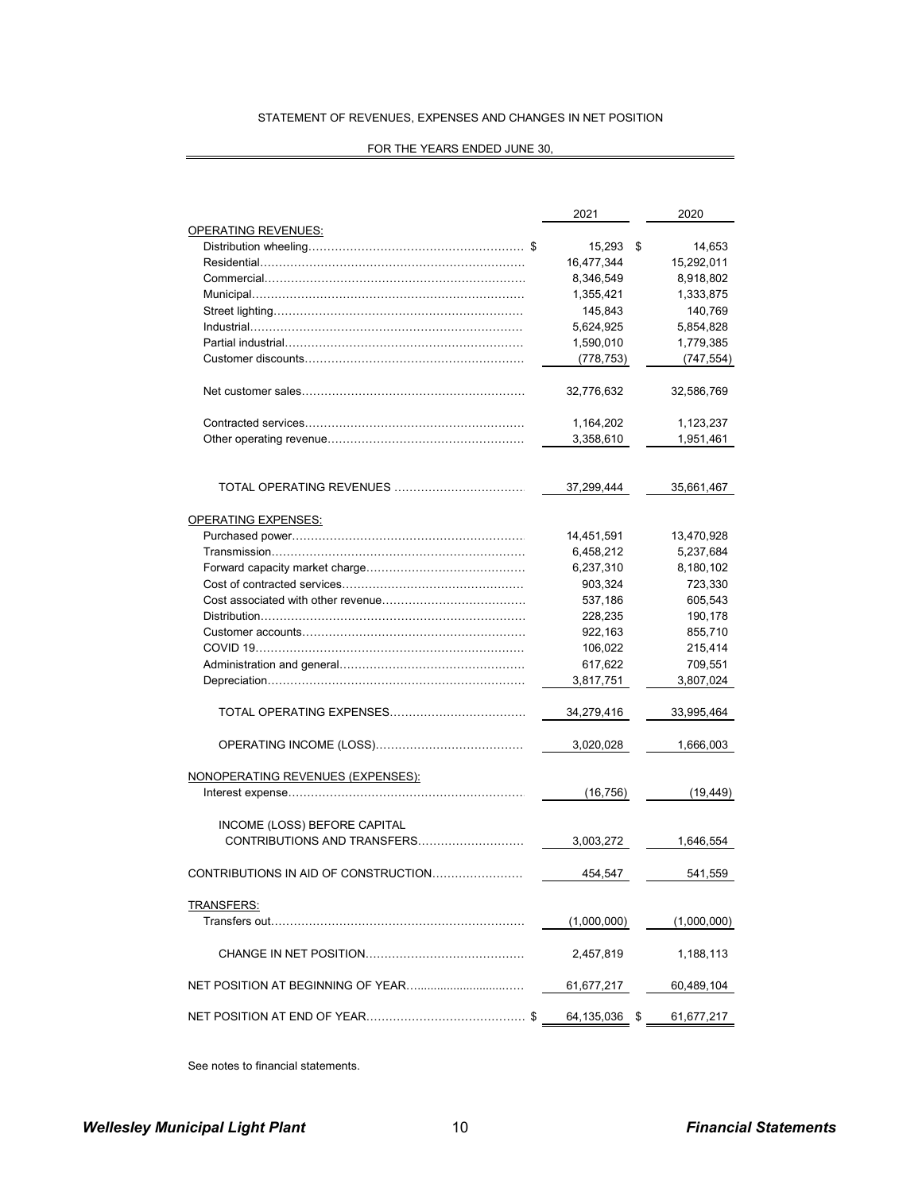STATEMENT OF REVENUES, EXPENSES AND CHANGES IN NET POSITION

FOR THE YEARS ENDED JUNE 30,

| | 2021 | 2020 |
|---|---|---|
| OPERATING REVENUES: | | |
| Distribution wheeling | $ 15,293 | $ 14,653 |
| Residential | 16,477,344 | 15,292,011 |
| Commercial | 8,346,549 | 8,918,802 |
| Municipal | 1,355,421 | 1,333,875 |
| Street lighting | 145,843 | 140,769 |
| Industrial | 5,624,925 | 5,854,828 |
| Partial industrial | 1,590,010 | 1,779,385 |
| Customer discounts | (778,753) | (747,554) |
| Net customer sales | 32,776,632 | 32,586,769 |
| Contracted services | 1,164,202 | 1,123,237 |
| Other operating revenue | 3,358,610 | 1,951,461 |
| TOTAL OPERATING REVENUES | 37,299,444 | 35,661,467 |
| OPERATING EXPENSES: | | |
| Purchased power | 14,451,591 | 13,470,928 |
| Transmission | 6,458,212 | 5,237,684 |
| Forward capacity market charge | 6,237,310 | 8,180,102 |
| Cost of contracted services | 903,324 | 723,330 |
| Cost associated with other revenue | 537,186 | 605,543 |
| Distribution | 228,235 | 190,178 |
| Customer accounts | 922,163 | 855,710 |
| COVID 19 | 106,022 | 215,414 |
| Administration and general | 617,622 | 709,551 |
| Depreciation | 3,817,751 | 3,807,024 |
| TOTAL OPERATING EXPENSES | 34,279,416 | 33,995,464 |
| OPERATING INCOME (LOSS) | 3,020,028 | 1,666,003 |
| NONOPERATING REVENUES (EXPENSES): | | |
| Interest expense | (16,756) | (19,449) |
| INCOME (LOSS) BEFORE CAPITAL CONTRIBUTIONS AND TRANSFERS | 3,003,272 | 1,646,554 |
| CONTRIBUTIONS IN AID OF CONSTRUCTION | 454,547 | 541,559 |
| TRANSFERS: | | |
| Transfers out | (1,000,000) | (1,000,000) |
| CHANGE IN NET POSITION | 2,457,819 | 1,188,113 |
| NET POSITION AT BEGINNING OF YEAR | 61,677,217 | 60,489,104 |
| NET POSITION AT END OF YEAR | $ 64,135,036 | $ 61,677,217 |

See notes to financial statements.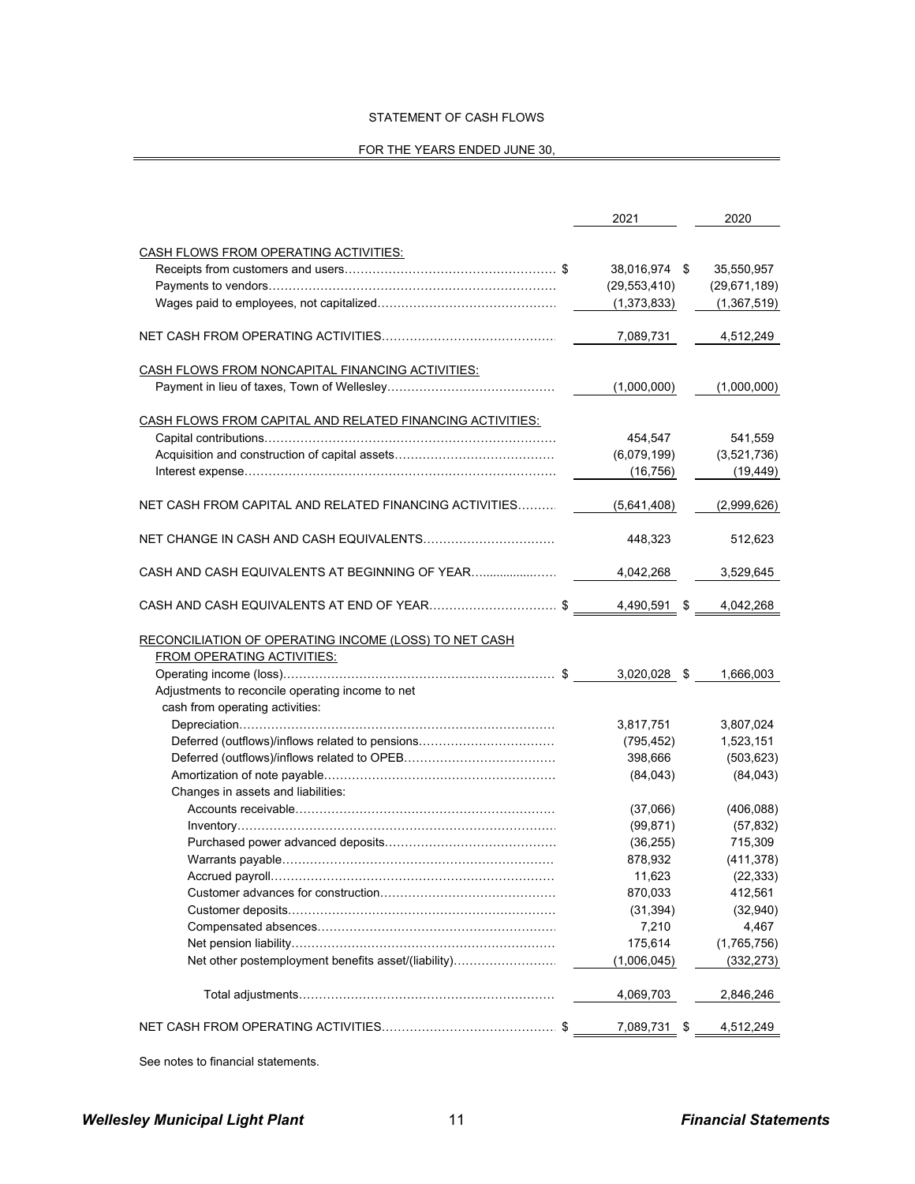# STATEMENT OF CASH FLOWS

## FOR THE YEARS ENDED JUNE 30,

| | 2021 | 2020 |
|---|---|---|
| **CASH FLOWS FROM OPERATING ACTIVITIES:** | | |
| Receipts from customers and users | $ 38,016,974 | $ 35,550,957 |
| Payments to vendors | (29,553,410) | (29,671,189) |
| Wages paid to employees, not capitalized | (1,373,833) | (1,367,519) |
| NET CASH FROM OPERATING ACTIVITIES | 7,089,731 | 4,512,249 |
| **CASH FLOWS FROM NONCAPITAL FINANCING ACTIVITIES:** | | |
| Payment in lieu of taxes, Town of Wellesley | (1,000,000) | (1,000,000) |
| **CASH FLOWS FROM CAPITAL AND RELATED FINANCING ACTIVITIES:** | | |
| Capital contributions | 454,547 | 541,559 |
| Acquisition and construction of capital assets | (6,079,199) | (3,521,736) |
| Interest expense | (16,756) | (19,449) |
| NET CASH FROM CAPITAL AND RELATED FINANCING ACTIVITIES | (5,641,408) | (2,999,626) |
| NET CHANGE IN CASH AND CASH EQUIVALENTS | 448,323 | 512,623 |
| CASH AND CASH EQUIVALENTS AT BEGINNING OF YEAR | 4,042,268 | 3,529,645 |
| CASH AND CASH EQUIVALENTS AT END OF YEAR | $ 4,490,591 | $ 4,042,268 |
| **RECONCILIATION OF OPERATING INCOME (LOSS) TO NET CASH FROM OPERATING ACTIVITIES:** | | |
| Operating income (loss) | $ 3,020,028 | $ 1,666,003 |
| Adjustments to reconcile operating income to net cash from operating activities: | | |
| Depreciation | 3,817,751 | 3,807,024 |
| Deferred (outflows)/inflows related to pensions | (795,452) | 1,523,151 |
| Deferred (outflows)/inflows related to OPEB | 398,666 | (503,623) |
| Amortization of note payable | (84,043) | (84,043) |
| Changes in assets and liabilities: | | |
| Accounts receivable | (37,066) | (406,088) |
| Inventory | (99,871) | (57,832) |
| Purchased power advanced deposits | (36,255) | 715,309 |
| Warrants payable | 878,932 | (411,378) |
| Accrued payroll | 11,623 | (22,333) |
| Customer advances for construction | 870,033 | 412,561 |
| Customer deposits | (31,394) | (32,940) |
| Compensated absences | 7,210 | 4,467 |
| Net pension liability | 175,614 | (1,765,756) |
| Net other postemployment benefits asset/(liability) | (1,006,045) | (332,273) |
| Total adjustments | 4,069,703 | 2,846,246 |
| NET CASH FROM OPERATING ACTIVITIES | $ 7,089,731 | $ 4,512,249 |

See notes to financial statements.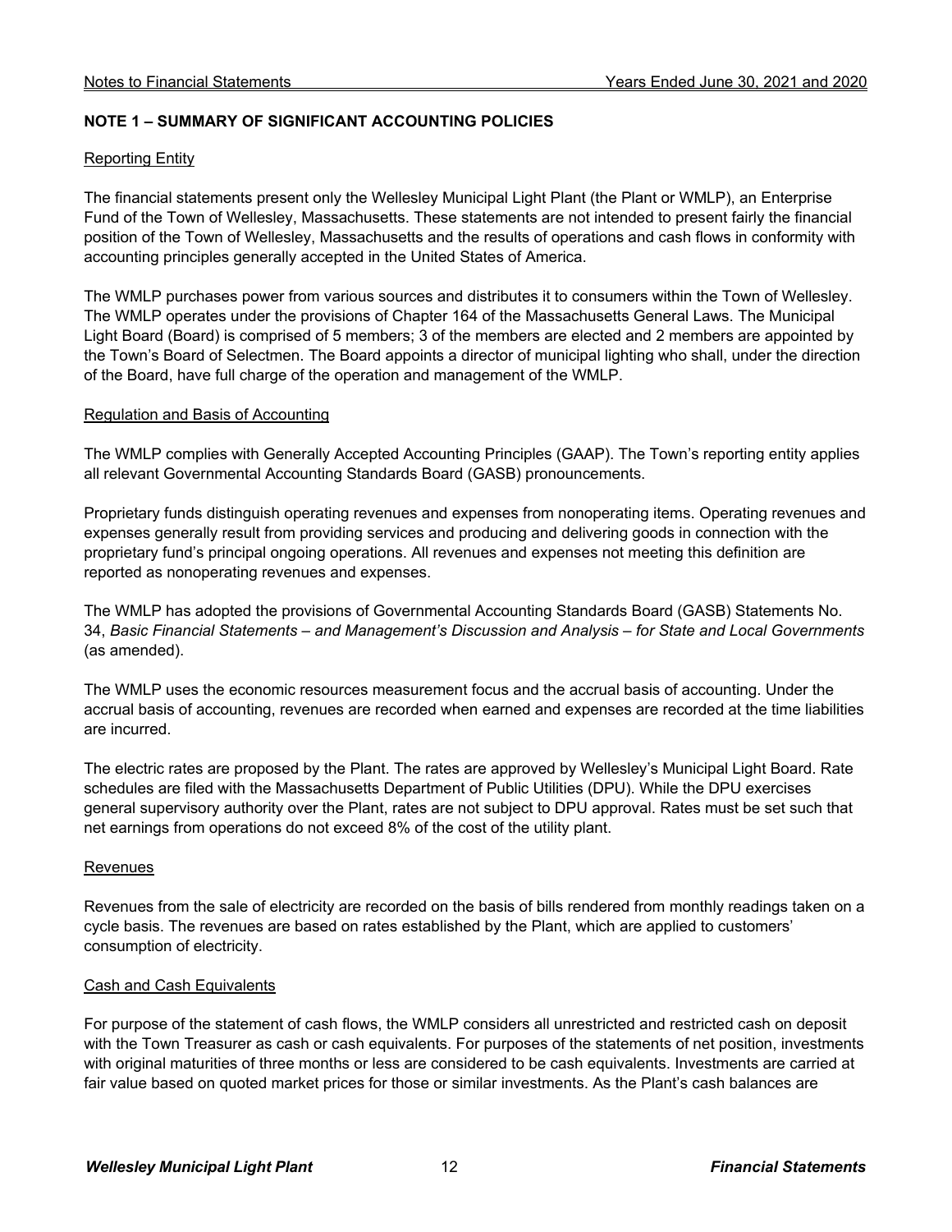## NOTE 1 – SUMMARY OF SIGNIFICANT ACCOUNTING POLICIES

### Reporting Entity

The financial statements present only the Wellesley Municipal Light Plant (the Plant or WMLP), an Enterprise Fund of the Town of Wellesley, Massachusetts. These statements are not intended to present fairly the financial position of the Town of Wellesley, Massachusetts and the results of operations and cash flows in conformity with accounting principles generally accepted in the United States of America.

The WMLP purchases power from various sources and distributes it to consumers within the Town of Wellesley. The WMLP operates under the provisions of Chapter 164 of the Massachusetts General Laws. The Municipal Light Board (Board) is comprised of 5 members; 3 of the members are elected and 2 members are appointed by the Town's Board of Selectmen. The Board appoints a director of municipal lighting who shall, under the direction of the Board, have full charge of the operation and management of the WMLP.

### Regulation and Basis of Accounting

The WMLP complies with Generally Accepted Accounting Principles (GAAP). The Town's reporting entity applies all relevant Governmental Accounting Standards Board (GASB) pronouncements.

Proprietary funds distinguish operating revenues and expenses from nonoperating items. Operating revenues and expenses generally result from providing services and producing and delivering goods in connection with the proprietary fund's principal ongoing operations. All revenues and expenses not meeting this definition are reported as nonoperating revenues and expenses.

The WMLP has adopted the provisions of Governmental Accounting Standards Board (GASB) Statements No. 34, *Basic Financial Statements – and Management's Discussion and Analysis – for State and Local Governments* (as amended).

The WMLP uses the economic resources measurement focus and the accrual basis of accounting. Under the accrual basis of accounting, revenues are recorded when earned and expenses are recorded at the time liabilities are incurred.

The electric rates are proposed by the Plant. The rates are approved by Wellesley's Municipal Light Board. Rate schedules are filed with the Massachusetts Department of Public Utilities (DPU). While the DPU exercises general supervisory authority over the Plant, rates are not subject to DPU approval. Rates must be set such that net earnings from operations do not exceed 8% of the cost of the utility plant.

### Revenues

Revenues from the sale of electricity are recorded on the basis of bills rendered from monthly readings taken on a cycle basis. The revenues are based on rates established by the Plant, which are applied to customers' consumption of electricity.

### Cash and Cash Equivalents

For purpose of the statement of cash flows, the WMLP considers all unrestricted and restricted cash on deposit with the Town Treasurer as cash or cash equivalents. For purposes of the statements of net position, investments with original maturities of three months or less are considered to be cash equivalents. Investments are carried at fair value based on quoted market prices for those or similar investments. As the Plant's cash balances are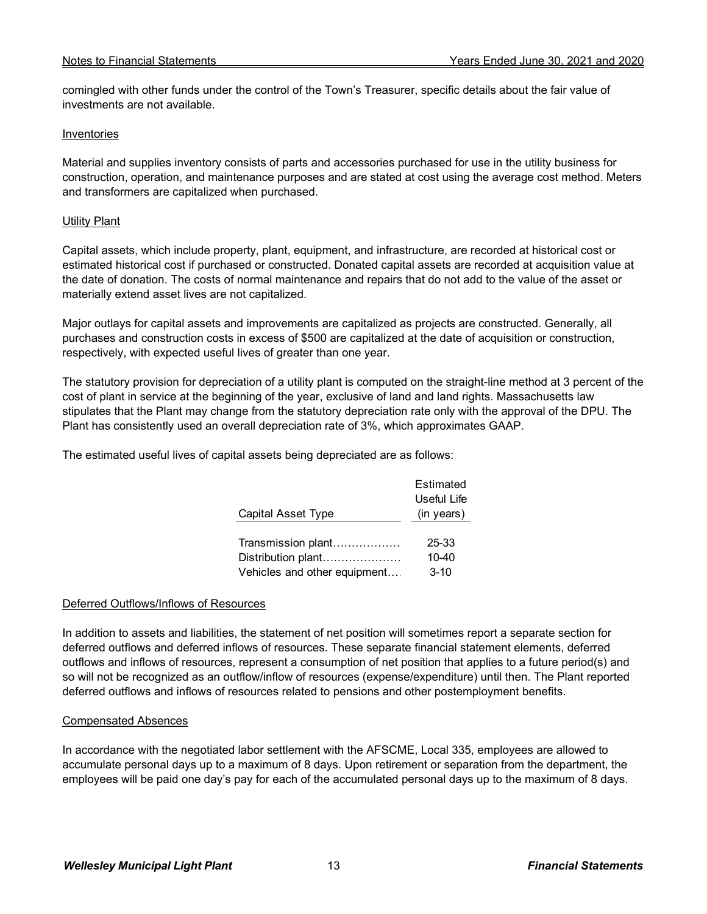comingled with other funds under the control of the Town's Treasurer, specific details about the fair value of investments are not available.

### Inventories

Material and supplies inventory consists of parts and accessories purchased for use in the utility business for construction, operation, and maintenance purposes and are stated at cost using the average cost method. Meters and transformers are capitalized when purchased.

### Utility Plant

Capital assets, which include property, plant, equipment, and infrastructure, are recorded at historical cost or estimated historical cost if purchased or constructed. Donated capital assets are recorded at acquisition value at the date of donation. The costs of normal maintenance and repairs that do not add to the value of the asset or materially extend asset lives are not capitalized.

Major outlays for capital assets and improvements are capitalized as projects are constructed. Generally, all purchases and construction costs in excess of $500 are capitalized at the date of acquisition or construction, respectively, with expected useful lives of greater than one year.

The statutory provision for depreciation of a utility plant is computed on the straight-line method at 3 percent of the cost of plant in service at the beginning of the year, exclusive of land and land rights. Massachusetts law stipulates that the Plant may change from the statutory depreciation rate only with the approval of the DPU. The Plant has consistently used an overall depreciation rate of 3%, which approximates GAAP.

The estimated useful lives of capital assets being depreciated are as follows:

| Capital Asset Type | Estimated Useful Life (in years) |
|---|---|
| Transmission plant | 25-33 |
| Distribution plant | 10-40 |
| Vehicles and other equipment | 3-10 |

### Deferred Outflows/Inflows of Resources

In addition to assets and liabilities, the statement of net position will sometimes report a separate section for deferred outflows and deferred inflows of resources. These separate financial statement elements, deferred outflows and inflows of resources, represent a consumption of net position that applies to a future period(s) and so will not be recognized as an outflow/inflow of resources (expense/expenditure) until then. The Plant reported deferred outflows and inflows of resources related to pensions and other postemployment benefits.

### Compensated Absences

In accordance with the negotiated labor settlement with the AFSCME, Local 335, employees are allowed to accumulate personal days up to a maximum of 8 days. Upon retirement or separation from the department, the employees will be paid one day's pay for each of the accumulated personal days up to the maximum of 8 days.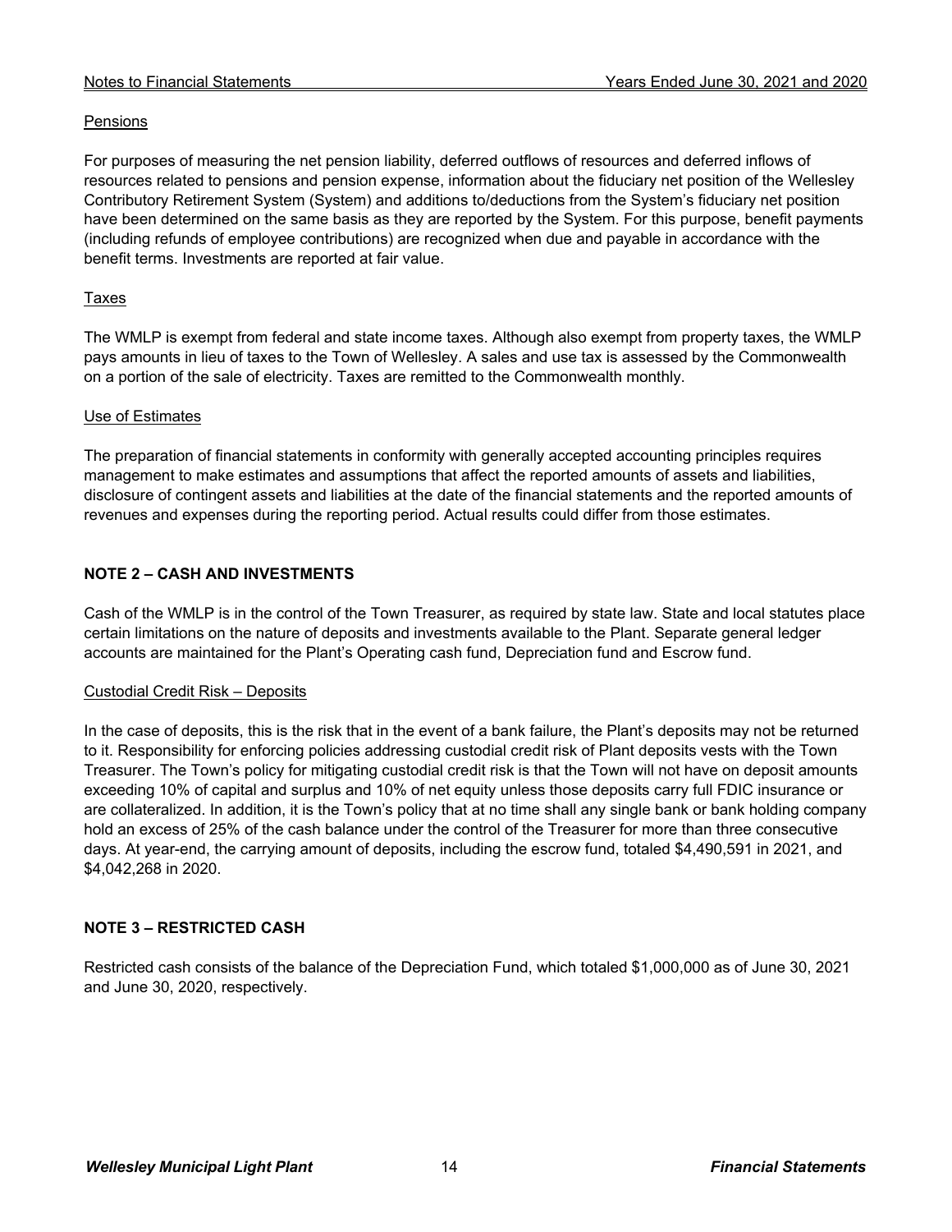### Pensions

For purposes of measuring the net pension liability, deferred outflows of resources and deferred inflows of resources related to pensions and pension expense, information about the fiduciary net position of the Wellesley Contributory Retirement System (System) and additions to/deductions from the System's fiduciary net position have been determined on the same basis as they are reported by the System. For this purpose, benefit payments (including refunds of employee contributions) are recognized when due and payable in accordance with the benefit terms. Investments are reported at fair value.

### Taxes

The WMLP is exempt from federal and state income taxes. Although also exempt from property taxes, the WMLP pays amounts in lieu of taxes to the Town of Wellesley. A sales and use tax is assessed by the Commonwealth on a portion of the sale of electricity. Taxes are remitted to the Commonwealth monthly.

### Use of Estimates

The preparation of financial statements in conformity with generally accepted accounting principles requires management to make estimates and assumptions that affect the reported amounts of assets and liabilities, disclosure of contingent assets and liabilities at the date of the financial statements and the reported amounts of revenues and expenses during the reporting period. Actual results could differ from those estimates.

## NOTE 2 – CASH AND INVESTMENTS

Cash of the WMLP is in the control of the Town Treasurer, as required by state law. State and local statutes place certain limitations on the nature of deposits and investments available to the Plant. Separate general ledger accounts are maintained for the Plant's Operating cash fund, Depreciation fund and Escrow fund.

### Custodial Credit Risk – Deposits

In the case of deposits, this is the risk that in the event of a bank failure, the Plant's deposits may not be returned to it. Responsibility for enforcing policies addressing custodial credit risk of Plant deposits vests with the Town Treasurer. The Town's policy for mitigating custodial credit risk is that the Town will not have on deposit amounts exceeding 10% of capital and surplus and 10% of net equity unless those deposits carry full FDIC insurance or are collateralized. In addition, it is the Town's policy that at no time shall any single bank or bank holding company hold an excess of 25% of the cash balance under the control of the Treasurer for more than three consecutive days. At year-end, the carrying amount of deposits, including the escrow fund, totaled $4,490,591 in 2021, and $4,042,268 in 2020.

## NOTE 3 – RESTRICTED CASH

Restricted cash consists of the balance of the Depreciation Fund, which totaled $1,000,000 as of June 30, 2021 and June 30, 2020, respectively.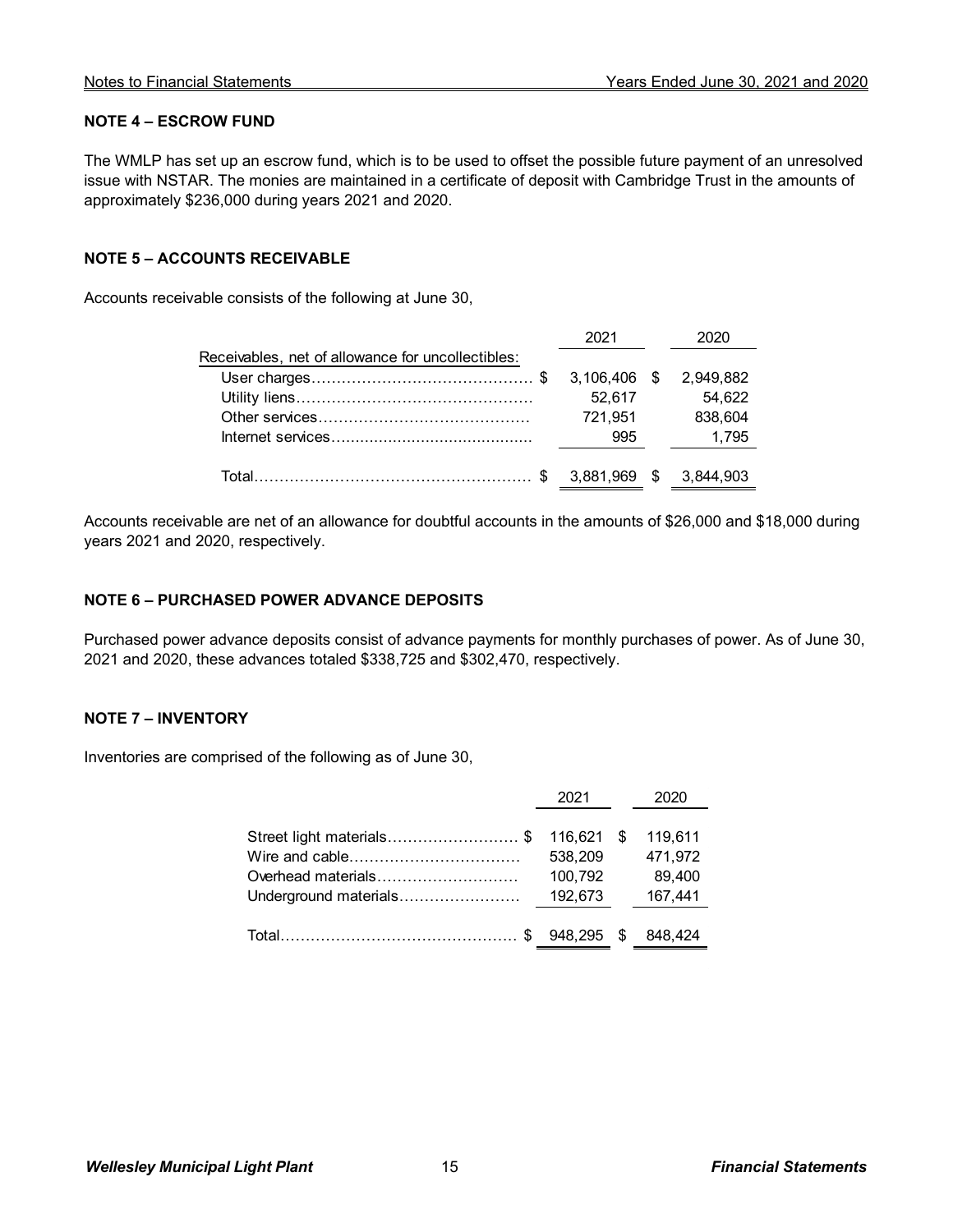## NOTE 4 – ESCROW FUND

The WMLP has set up an escrow fund, which is to be used to offset the possible future payment of an unresolved issue with NSTAR. The monies are maintained in a certificate of deposit with Cambridge Trust in the amounts of approximately $236,000 during years 2021 and 2020.

## NOTE 5 – ACCOUNTS RECEIVABLE

Accounts receivable consists of the following at June 30,

| | 2021 | 2020 |
|---|---|---|
| Receivables, net of allowance for uncollectibles: | | |
| User charges | $ 3,106,406 | $ 2,949,882 |
| Utility liens | 52,617 | 54,622 |
| Other services | 721,951 | 838,604 |
| Internet services | 995 | 1,795 |
| Total | $ 3,881,969 | $ 3,844,903 |

Accounts receivable are net of an allowance for doubtful accounts in the amounts of $26,000 and $18,000 during years 2021 and 2020, respectively.

## NOTE 6 – PURCHASED POWER ADVANCE DEPOSITS

Purchased power advance deposits consist of advance payments for monthly purchases of power. As of June 30, 2021 and 2020, these advances totaled $338,725 and $302,470, respectively.

## NOTE 7 – INVENTORY

Inventories are comprised of the following as of June 30,

| | 2021 | 2020 |
|---|---|---|
| Street light materials | $ 116,621 | $ 119,611 |
| Wire and cable | 538,209 | 471,972 |
| Overhead materials | 100,792 | 89,400 |
| Underground materials | 192,673 | 167,441 |
| Total | $ 948,295 | $ 848,424 |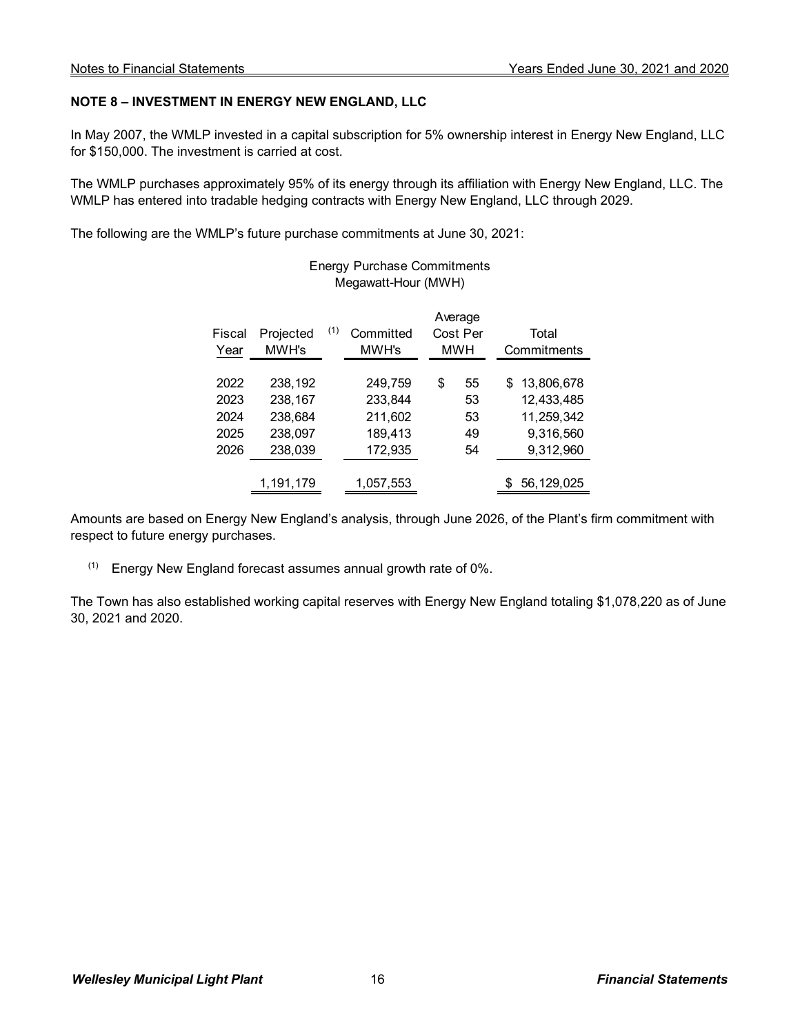## NOTE 8 – INVESTMENT IN ENERGY NEW ENGLAND, LLC

In May 2007, the WMLP invested in a capital subscription for 5% ownership interest in Energy New England, LLC for $150,000. The investment is carried at cost.

The WMLP purchases approximately 95% of its energy through its affiliation with Energy New England, LLC. The WMLP has entered into tradable hedging contracts with Energy New England, LLC through 2029.

The following are the WMLP's future purchase commitments at June 30, 2021:

Energy Purchase Commitments
Megawatt-Hour (MWH)

| Fiscal Year | Projected MWH's [(1)] | Committed MWH's | Average Cost Per MWH | Total Commitments |
|---|---|---|---|---|
| 2022 | 238,192 | 249,759 | $ 55 | $ 13,806,678 |
| 2023 | 238,167 | 233,844 | 53 | 12,433,485 |
| 2024 | 238,684 | 211,602 | 53 | 11,259,342 |
| 2025 | 238,097 | 189,413 | 49 | 9,316,560 |
| 2026 | 238,039 | 172,935 | 54 | 9,312,960 |
| | 1,191,179 | 1,057,553 | | $ 56,129,025 |

Amounts are based on Energy New England's analysis, through June 2026, of the Plant's firm commitment with respect to future energy purchases.

(1) Energy New England forecast assumes annual growth rate of 0%.

The Town has also established working capital reserves with Energy New England totaling $1,078,220 as of June 30, 2021 and 2020.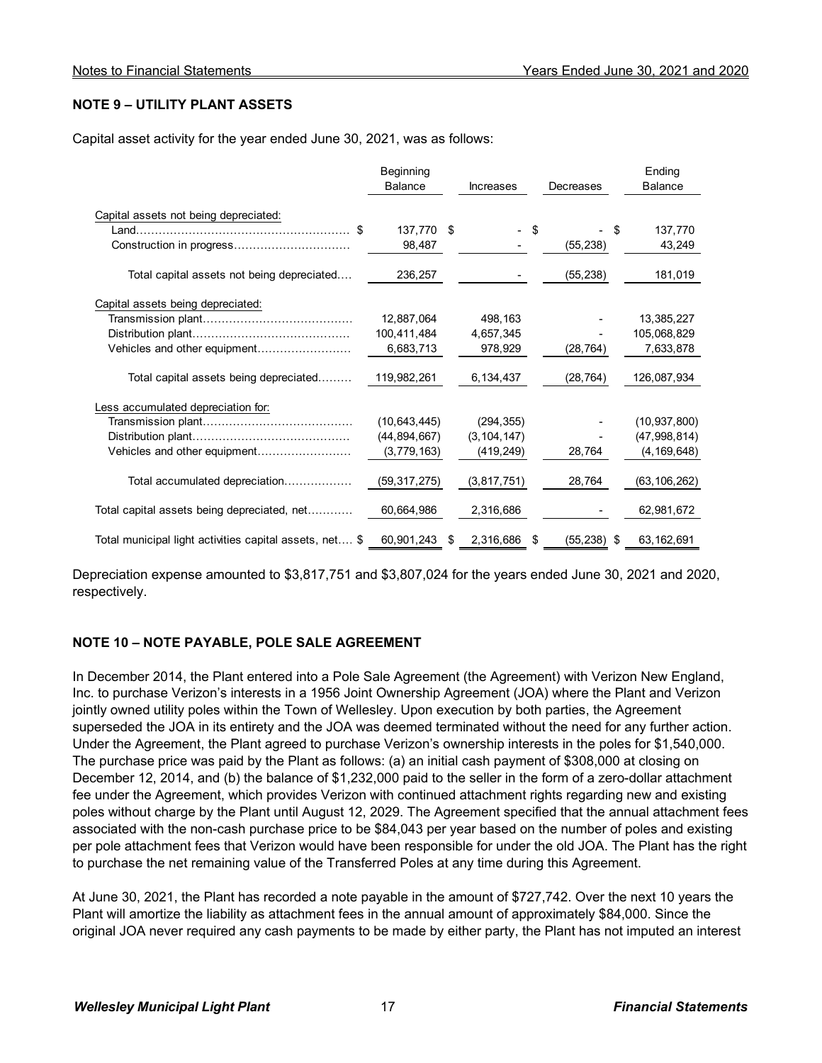### NOTE 9 – UTILITY PLANT ASSETS

Capital asset activity for the year ended June 30, 2021, was as follows:

| | Beginning Balance | Increases | Decreases | Ending Balance |
|---|---|---|---|---|
| Capital assets not being depreciated: | | | | |
| Land | $ 137,770 | $ - | $ - | $ 137,770 |
| Construction in progress | 98,487 | - | (55,238) | 43,249 |
| Total capital assets not being depreciated | 236,257 | - | (55,238) | 181,019 |
| Capital assets being depreciated: | | | | |
| Transmission plant | 12,887,064 | 498,163 | - | 13,385,227 |
| Distribution plant | 100,411,484 | 4,657,345 | - | 105,068,829 |
| Vehicles and other equipment | 6,683,713 | 978,929 | (28,764) | 7,633,878 |
| Total capital assets being depreciated | 119,982,261 | 6,134,437 | (28,764) | 126,087,934 |
| Less accumulated depreciation for: | | | | |
| Transmission plant | (10,643,445) | (294,355) | - | (10,937,800) |
| Distribution plant | (44,894,667) | (3,104,147) | - | (47,998,814) |
| Vehicles and other equipment | (3,779,163) | (419,249) | 28,764 | (4,169,648) |
| Total accumulated depreciation | (59,317,275) | (3,817,751) | 28,764 | (63,106,262) |
| Total capital assets being depreciated, net | 60,664,986 | 2,316,686 | - | 62,981,672 |
| Total municipal light activities capital assets, net | $ 60,901,243 | $ 2,316,686 | $ (55,238) | $ 63,162,691 |

Depreciation expense amounted to $3,817,751 and $3,807,024 for the years ended June 30, 2021 and 2020, respectively.

### NOTE 10 – NOTE PAYABLE, POLE SALE AGREEMENT

In December 2014, the Plant entered into a Pole Sale Agreement (the Agreement) with Verizon New England, Inc. to purchase Verizon's interests in a 1956 Joint Ownership Agreement (JOA) where the Plant and Verizon jointly owned utility poles within the Town of Wellesley. Upon execution by both parties, the Agreement superseded the JOA in its entirety and the JOA was deemed terminated without the need for any further action. Under the Agreement, the Plant agreed to purchase Verizon's ownership interests in the poles for $1,540,000. The purchase price was paid by the Plant as follows: (a) an initial cash payment of $308,000 at closing on December 12, 2014, and (b) the balance of $1,232,000 paid to the seller in the form of a zero-dollar attachment fee under the Agreement, which provides Verizon with continued attachment rights regarding new and existing poles without charge by the Plant until August 12, 2029. The Agreement specified that the annual attachment fees associated with the non-cash purchase price to be $84,043 per year based on the number of poles and existing per pole attachment fees that Verizon would have been responsible for under the old JOA. The Plant has the right to purchase the net remaining value of the Transferred Poles at any time during this Agreement.

At June 30, 2021, the Plant has recorded a note payable in the amount of $727,742. Over the next 10 years the Plant will amortize the liability as attachment fees in the annual amount of approximately $84,000. Since the original JOA never required any cash payments to be made by either party, the Plant has not imputed an interest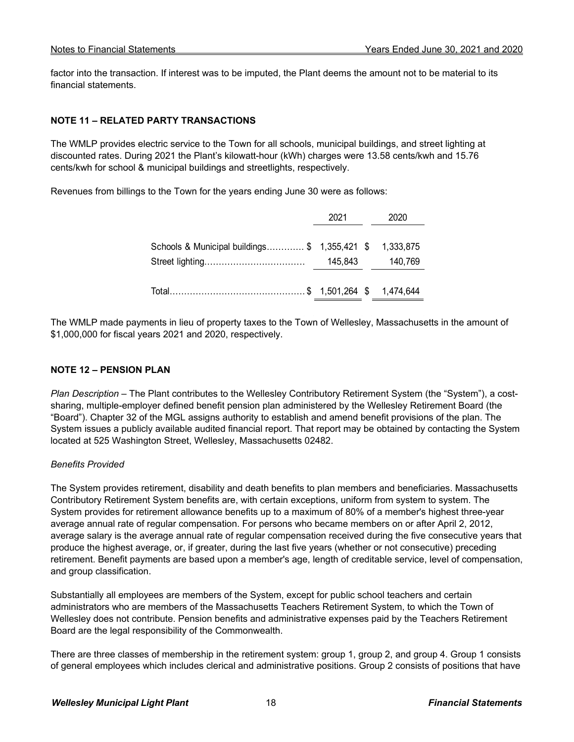factor into the transaction. If interest was to be imputed, the Plant deems the amount not to be material to its financial statements.

**NOTE 11 – RELATED PARTY TRANSACTIONS**

The WMLP provides electric service to the Town for all schools, municipal buildings, and street lighting at discounted rates. During 2021 the Plant's kilowatt-hour (kWh) charges were 13.58 cents/kwh and 15.76 cents/kwh for school & municipal buildings and streetlights, respectively.

Revenues from billings to the Town for the years ending June 30 were as follows:

| | 2021 | 2020 |
|---|---|---|
| Schools & Municipal buildings | $ 1,355,421 | $ 1,333,875 |
| Street lighting | 145,843 | 140,769 |
| Total | $ 1,501,264 | $ 1,474,644 |

The WMLP made payments in lieu of property taxes to the Town of Wellesley, Massachusetts in the amount of $1,000,000 for fiscal years 2021 and 2020, respectively.

**NOTE 12 – PENSION PLAN**

*Plan Description* – The Plant contributes to the Wellesley Contributory Retirement System (the "System"), a cost-sharing, multiple-employer defined benefit pension plan administered by the Wellesley Retirement Board (the "Board"). Chapter 32 of the MGL assigns authority to establish and amend benefit provisions of the plan. The System issues a publicly available audited financial report. That report may be obtained by contacting the System located at 525 Washington Street, Wellesley, Massachusetts 02482.

*Benefits Provided*

The System provides retirement, disability and death benefits to plan members and beneficiaries. Massachusetts Contributory Retirement System benefits are, with certain exceptions, uniform from system to system. The System provides for retirement allowance benefits up to a maximum of 80% of a member's highest three-year average annual rate of regular compensation. For persons who became members on or after April 2, 2012, average salary is the average annual rate of regular compensation received during the five consecutive years that produce the highest average, or, if greater, during the last five years (whether or not consecutive) preceding retirement. Benefit payments are based upon a member's age, length of creditable service, level of compensation, and group classification.

Substantially all employees are members of the System, except for public school teachers and certain administrators who are members of the Massachusetts Teachers Retirement System, to which the Town of Wellesley does not contribute. Pension benefits and administrative expenses paid by the Teachers Retirement Board are the legal responsibility of the Commonwealth.

There are three classes of membership in the retirement system: group 1, group 2, and group 4. Group 1 consists of general employees which includes clerical and administrative positions. Group 2 consists of positions that have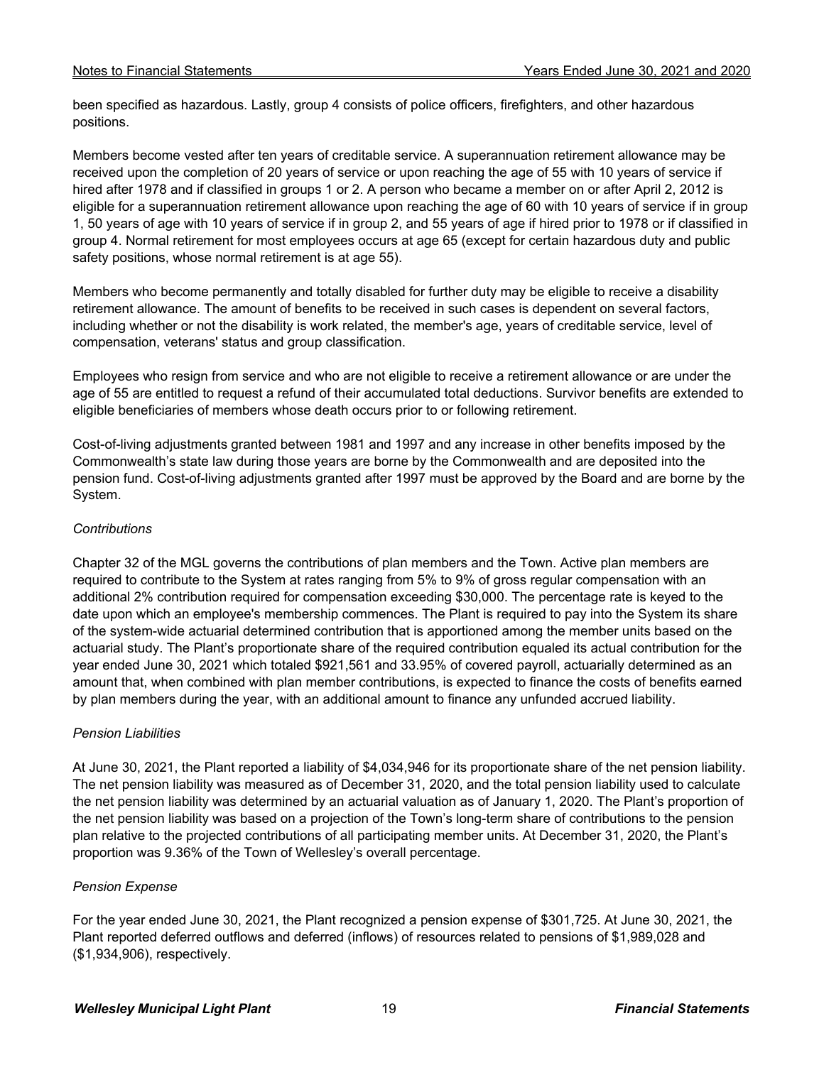been specified as hazardous. Lastly, group 4 consists of police officers, firefighters, and other hazardous positions.

Members become vested after ten years of creditable service. A superannuation retirement allowance may be received upon the completion of 20 years of service or upon reaching the age of 55 with 10 years of service if hired after 1978 and if classified in groups 1 or 2. A person who became a member on or after April 2, 2012 is eligible for a superannuation retirement allowance upon reaching the age of 60 with 10 years of service if in group 1, 50 years of age with 10 years of service if in group 2, and 55 years of age if hired prior to 1978 or if classified in group 4. Normal retirement for most employees occurs at age 65 (except for certain hazardous duty and public safety positions, whose normal retirement is at age 55).

Members who become permanently and totally disabled for further duty may be eligible to receive a disability retirement allowance. The amount of benefits to be received in such cases is dependent on several factors, including whether or not the disability is work related, the member's age, years of creditable service, level of compensation, veterans' status and group classification.

Employees who resign from service and who are not eligible to receive a retirement allowance or are under the age of 55 are entitled to request a refund of their accumulated total deductions. Survivor benefits are extended to eligible beneficiaries of members whose death occurs prior to or following retirement.

Cost-of-living adjustments granted between 1981 and 1997 and any increase in other benefits imposed by the Commonwealth's state law during those years are borne by the Commonwealth and are deposited into the pension fund. Cost-of-living adjustments granted after 1997 must be approved by the Board and are borne by the System.

*Contributions*

Chapter 32 of the MGL governs the contributions of plan members and the Town. Active plan members are required to contribute to the System at rates ranging from 5% to 9% of gross regular compensation with an additional 2% contribution required for compensation exceeding $30,000. The percentage rate is keyed to the date upon which an employee's membership commences. The Plant is required to pay into the System its share of the system-wide actuarial determined contribution that is apportioned among the member units based on the actuarial study. The Plant's proportionate share of the required contribution equaled its actual contribution for the year ended June 30, 2021 which totaled $921,561 and 33.95% of covered payroll, actuarially determined as an amount that, when combined with plan member contributions, is expected to finance the costs of benefits earned by plan members during the year, with an additional amount to finance any unfunded accrued liability.

*Pension Liabilities*

At June 30, 2021, the Plant reported a liability of $4,034,946 for its proportionate share of the net pension liability. The net pension liability was measured as of December 31, 2020, and the total pension liability used to calculate the net pension liability was determined by an actuarial valuation as of January 1, 2020. The Plant's proportion of the net pension liability was based on a projection of the Town's long-term share of contributions to the pension plan relative to the projected contributions of all participating member units. At December 31, 2020, the Plant's proportion was 9.36% of the Town of Wellesley's overall percentage.

*Pension Expense*

For the year ended June 30, 2021, the Plant recognized a pension expense of $301,725. At June 30, 2021, the Plant reported deferred outflows and deferred (inflows) of resources related to pensions of $1,989,028 and ($1,934,906), respectively.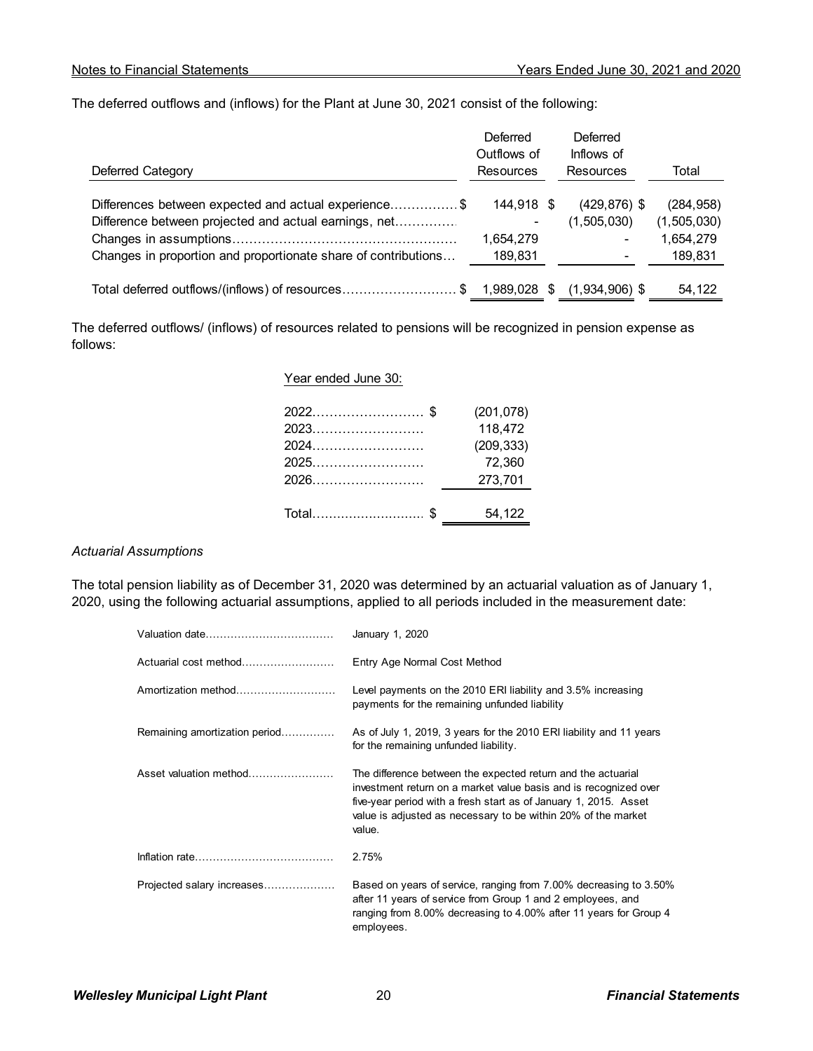The deferred outflows and (inflows) for the Plant at June 30, 2021 consist of the following:

| Deferred Category | Deferred Outflows of Resources | Deferred Inflows of Resources | Total |
|---|---|---|---|
| Differences between expected and actual experience | $ 144,918 | $ (429,876) | $ (284,958) |
| Difference between projected and actual earnings, net | - | (1,505,030) | (1,505,030) |
| Changes in assumptions | 1,654,279 | - | 1,654,279 |
| Changes in proportion and proportionate share of contributions | 189,831 | - | 189,831 |
| Total deferred outflows/(inflows) of resources | $ 1,989,028 | $ (1,934,906) | $ 54,122 |

The deferred outflows/ (inflows) of resources related to pensions will be recognized in pension expense as follows:

| Year ended June 30: | |
|---|---|
| 2022 | $ (201,078) |
| 2023 | 118,472 |
| 2024 | (209,333) |
| 2025 | 72,360 |
| 2026 | 273,701 |
| Total | $ 54,122 |

*Actuarial Assumptions*

The total pension liability as of December 31, 2020 was determined by an actuarial valuation as of January 1, 2020, using the following actuarial assumptions, applied to all periods included in the measurement date:

| | |
|---|---|
| Valuation date | January 1, 2020 |
| Actuarial cost method | Entry Age Normal Cost Method |
| Amortization method | Level payments on the 2010 ERI liability and 3.5% increasing payments for the remaining unfunded liability |
| Remaining amortization period | As of July 1, 2019, 3 years for the 2010 ERI liability and 11 years for the remaining unfunded liability. |
| Asset valuation method | The difference between the expected return and the actuarial investment return on a market value basis and is recognized over five-year period with a fresh start as of January 1, 2015. Asset value is adjusted as necessary to be within 20% of the market value. |
| Inflation rate | 2.75% |
| Projected salary increases | Based on years of service, ranging from 7.00% decreasing to 3.50% after 11 years of service from Group 1 and 2 employees, and ranging from 8.00% decreasing to 4.00% after 11 years for Group 4 employees. |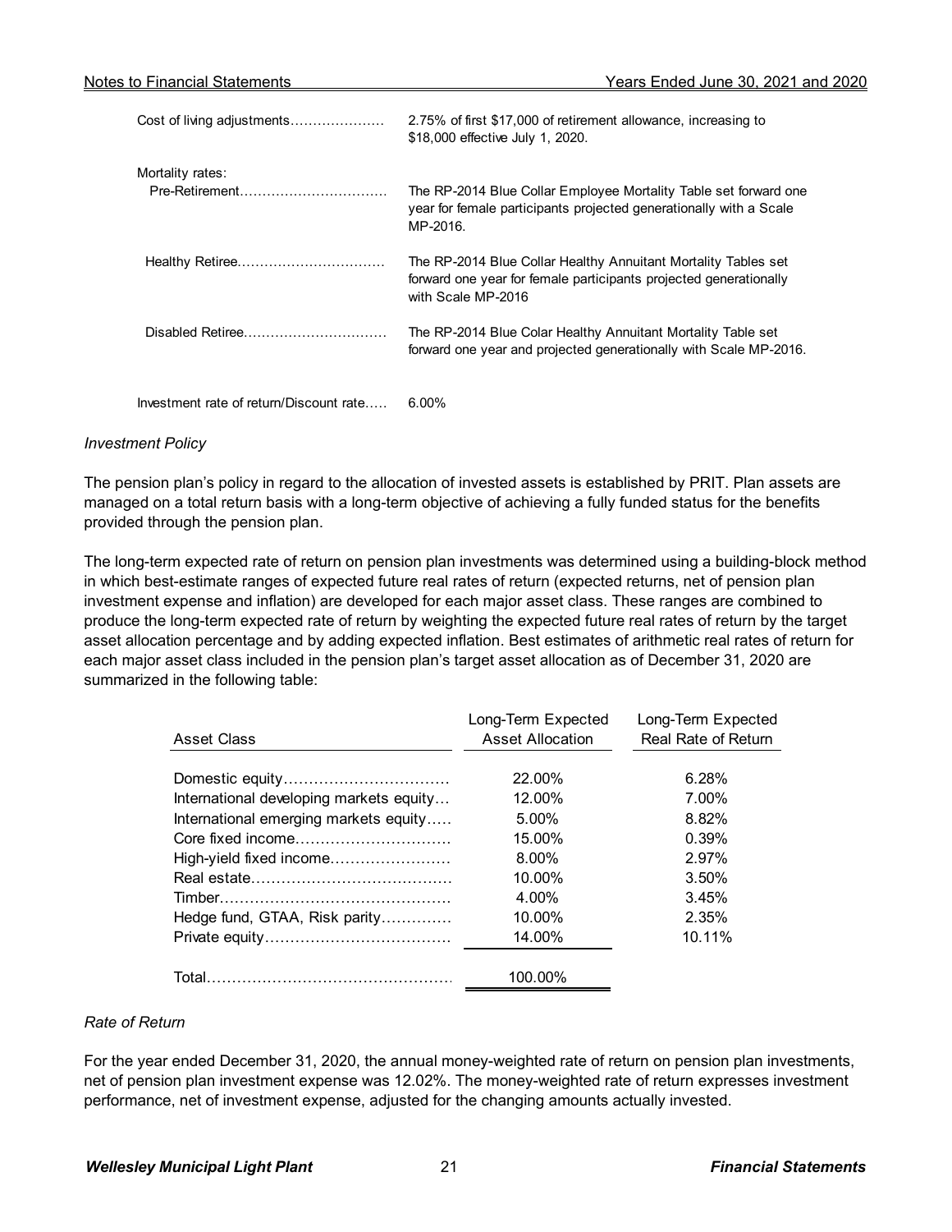| | |
|---|---|
| Cost of living adjustments | 2.75% of first $17,000 of retirement allowance, increasing to $18,000 effective July 1, 2020. |
| Mortality rates: | |
| Pre-Retirement | The RP-2014 Blue Collar Employee Mortality Table set forward one year for female participants projected generationally with a Scale MP-2016. |
| Healthy Retiree | The RP-2014 Blue Collar Healthy Annuitant Mortality Tables set forward one year for female participants projected generationally with Scale MP-2016 |
| Disabled Retiree | The RP-2014 Blue Colar Healthy Annuitant Mortality Table set forward one year and projected generationally with Scale MP-2016. |
| Investment rate of return/Discount rate | 6.00% |

*Investment Policy*

The pension plan's policy in regard to the allocation of invested assets is established by PRIT. Plan assets are managed on a total return basis with a long-term objective of achieving a fully funded status for the benefits provided through the pension plan.

The long-term expected rate of return on pension plan investments was determined using a building-block method in which best-estimate ranges of expected future real rates of return (expected returns, net of pension plan investment expense and inflation) are developed for each major asset class. These ranges are combined to produce the long-term expected rate of return by weighting the expected future real rates of return by the target asset allocation percentage and by adding expected inflation. Best estimates of arithmetic real rates of return for each major asset class included in the pension plan's target asset allocation as of December 31, 2020 are summarized in the following table:

| Asset Class | Long-Term Expected Asset Allocation | Long-Term Expected Real Rate of Return |
|---|---|---|
| Domestic equity | 22.00% | 6.28% |
| International developing markets equity | 12.00% | 7.00% |
| International emerging markets equity | 5.00% | 8.82% |
| Core fixed income | 15.00% | 0.39% |
| High-yield fixed income | 8.00% | 2.97% |
| Real estate | 10.00% | 3.50% |
| Timber | 4.00% | 3.45% |
| Hedge fund, GTAA, Risk parity | 10.00% | 2.35% |
| Private equity | 14.00% | 10.11% |
| Total | 100.00% | |

*Rate of Return*

For the year ended December 31, 2020, the annual money-weighted rate of return on pension plan investments, net of pension plan investment expense was 12.02%. The money-weighted rate of return expresses investment performance, net of investment expense, adjusted for the changing amounts actually invested.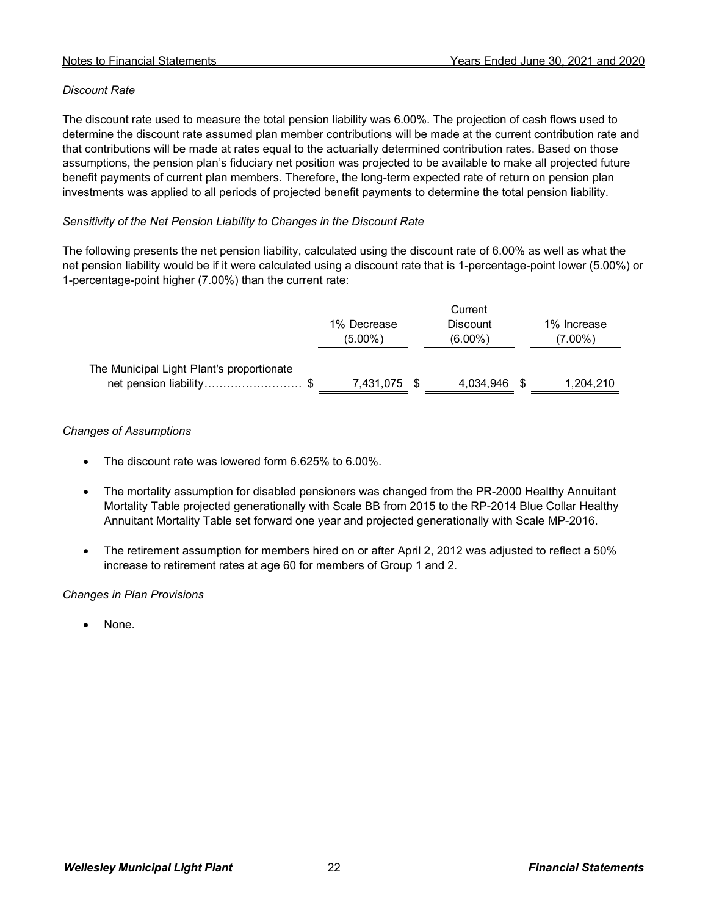*Discount Rate*

The discount rate used to measure the total pension liability was 6.00%. The projection of cash flows used to determine the discount rate assumed plan member contributions will be made at the current contribution rate and that contributions will be made at rates equal to the actuarially determined contribution rates. Based on those assumptions, the pension plan's fiduciary net position was projected to be available to make all projected future benefit payments of current plan members. Therefore, the long-term expected rate of return on pension plan investments was applied to all periods of projected benefit payments to determine the total pension liability.

*Sensitivity of the Net Pension Liability to Changes in the Discount Rate*

The following presents the net pension liability, calculated using the discount rate of 6.00% as well as what the net pension liability would be if it were calculated using a discount rate that is 1-percentage-point lower (5.00%) or 1-percentage-point higher (7.00%) than the current rate:

| | 1% Decrease (5.00%) | Current Discount (6.00%) | 1% Increase (7.00%) |
|---|---|---|---|
| The Municipal Light Plant's proportionate net pension liability.......................... | $ 7,431,075 | $ 4,034,946 | $ 1,204,210 |

*Changes of Assumptions*

- The discount rate was lowered form 6.625% to 6.00%.
- The mortality assumption for disabled pensioners was changed from the PR-2000 Healthy Annuitant Mortality Table projected generationally with Scale BB from 2015 to the RP-2014 Blue Collar Healthy Annuitant Mortality Table set forward one year and projected generationally with Scale MP-2016.
- The retirement assumption for members hired on or after April 2, 2012 was adjusted to reflect a 50% increase to retirement rates at age 60 for members of Group 1 and 2.

*Changes in Plan Provisions*

- None.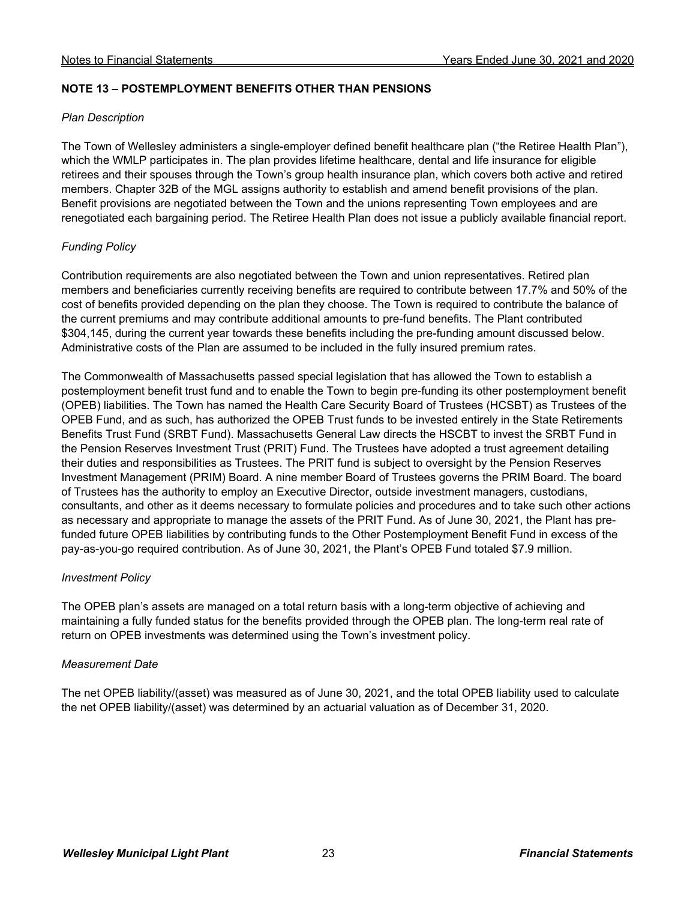## NOTE 13 – POSTEMPLOYMENT BENEFITS OTHER THAN PENSIONS

*Plan Description*

The Town of Wellesley administers a single-employer defined benefit healthcare plan ("the Retiree Health Plan"), which the WMLP participates in. The plan provides lifetime healthcare, dental and life insurance for eligible retirees and their spouses through the Town's group health insurance plan, which covers both active and retired members. Chapter 32B of the MGL assigns authority to establish and amend benefit provisions of the plan. Benefit provisions are negotiated between the Town and the unions representing Town employees and are renegotiated each bargaining period. The Retiree Health Plan does not issue a publicly available financial report.

*Funding Policy*

Contribution requirements are also negotiated between the Town and union representatives. Retired plan members and beneficiaries currently receiving benefits are required to contribute between 17.7% and 50% of the cost of benefits provided depending on the plan they choose. The Town is required to contribute the balance of the current premiums and may contribute additional amounts to pre-fund benefits. The Plant contributed $304,145, during the current year towards these benefits including the pre-funding amount discussed below. Administrative costs of the Plan are assumed to be included in the fully insured premium rates.

The Commonwealth of Massachusetts passed special legislation that has allowed the Town to establish a postemployment benefit trust fund and to enable the Town to begin pre-funding its other postemployment benefit (OPEB) liabilities. The Town has named the Health Care Security Board of Trustees (HCSBT) as Trustees of the OPEB Fund, and as such, has authorized the OPEB Trust funds to be invested entirely in the State Retirements Benefits Trust Fund (SRBT Fund). Massachusetts General Law directs the HSCBT to invest the SRBT Fund in the Pension Reserves Investment Trust (PRIT) Fund. The Trustees have adopted a trust agreement detailing their duties and responsibilities as Trustees. The PRIT fund is subject to oversight by the Pension Reserves Investment Management (PRIM) Board. A nine member Board of Trustees governs the PRIM Board. The board of Trustees has the authority to employ an Executive Director, outside investment managers, custodians, consultants, and other as it deems necessary to formulate policies and procedures and to take such other actions as necessary and appropriate to manage the assets of the PRIT Fund. As of June 30, 2021, the Plant has pre-funded future OPEB liabilities by contributing funds to the Other Postemployment Benefit Fund in excess of the pay-as-you-go required contribution. As of June 30, 2021, the Plant's OPEB Fund totaled $7.9 million.

*Investment Policy*

The OPEB plan's assets are managed on a total return basis with a long-term objective of achieving and maintaining a fully funded status for the benefits provided through the OPEB plan. The long-term real rate of return on OPEB investments was determined using the Town's investment policy.

*Measurement Date*

The net OPEB liability/(asset) was measured as of June 30, 2021, and the total OPEB liability used to calculate the net OPEB liability/(asset) was determined by an actuarial valuation as of December 31, 2020.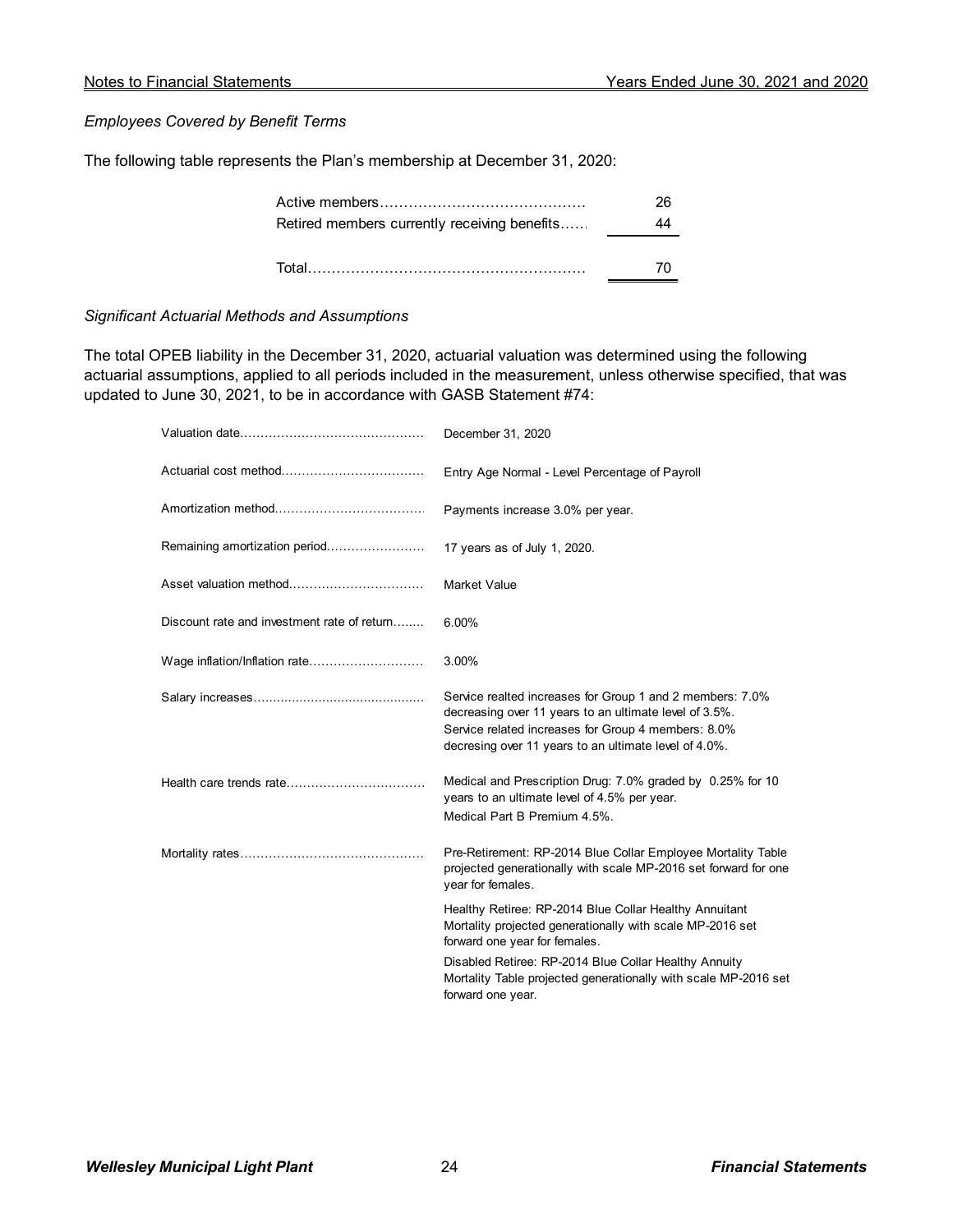*Employees Covered by Benefit Terms*

The following table represents the Plan's membership at December 31, 2020:

| | |
|---|---|
| Active members | 26 |
| Retired members currently receiving benefits | 44 |
| Total | 70 |

*Significant Actuarial Methods and Assumptions*

The total OPEB liability in the December 31, 2020, actuarial valuation was determined using the following actuarial assumptions, applied to all periods included in the measurement, unless otherwise specified, that was updated to June 30, 2021, to be in accordance with GASB Statement #74:

| | |
|---|---|
| Valuation date | December 31, 2020 |
| Actuarial cost method | Entry Age Normal - Level Percentage of Payroll |
| Amortization method | Payments increase 3.0% per year. |
| Remaining amortization period | 17 years as of July 1, 2020. |
| Asset valuation method | Market Value |
| Discount rate and investment rate of return | 6.00% |
| Wage inflation/Inflation rate | 3.00% |
| Salary increases | Service realted increases for Group 1 and 2 members: 7.0% decreasing over 11 years to an ultimate level of 3.5%. Service related increases for Group 4 members: 8.0% decresing over 11 years to an ultimate level of 4.0%. |
| Health care trends rate | Medical and Prescription Drug: 7.0% graded by 0.25% for 10 years to an ultimate level of 4.5% per year. Medical Part B Premium 4.5%. |
| Mortality rates | Pre-Retirement: RP-2014 Blue Collar Employee Mortality Table projected generationally with scale MP-2016 set forward for one year for females. Healthy Retiree: RP-2014 Blue Collar Healthy Annuitant Mortality projected generationally with scale MP-2016 set forward one year for females. Disabled Retiree: RP-2014 Blue Collar Healthy Annuity Mortality Table projected generationally with scale MP-2016 set forward one year. |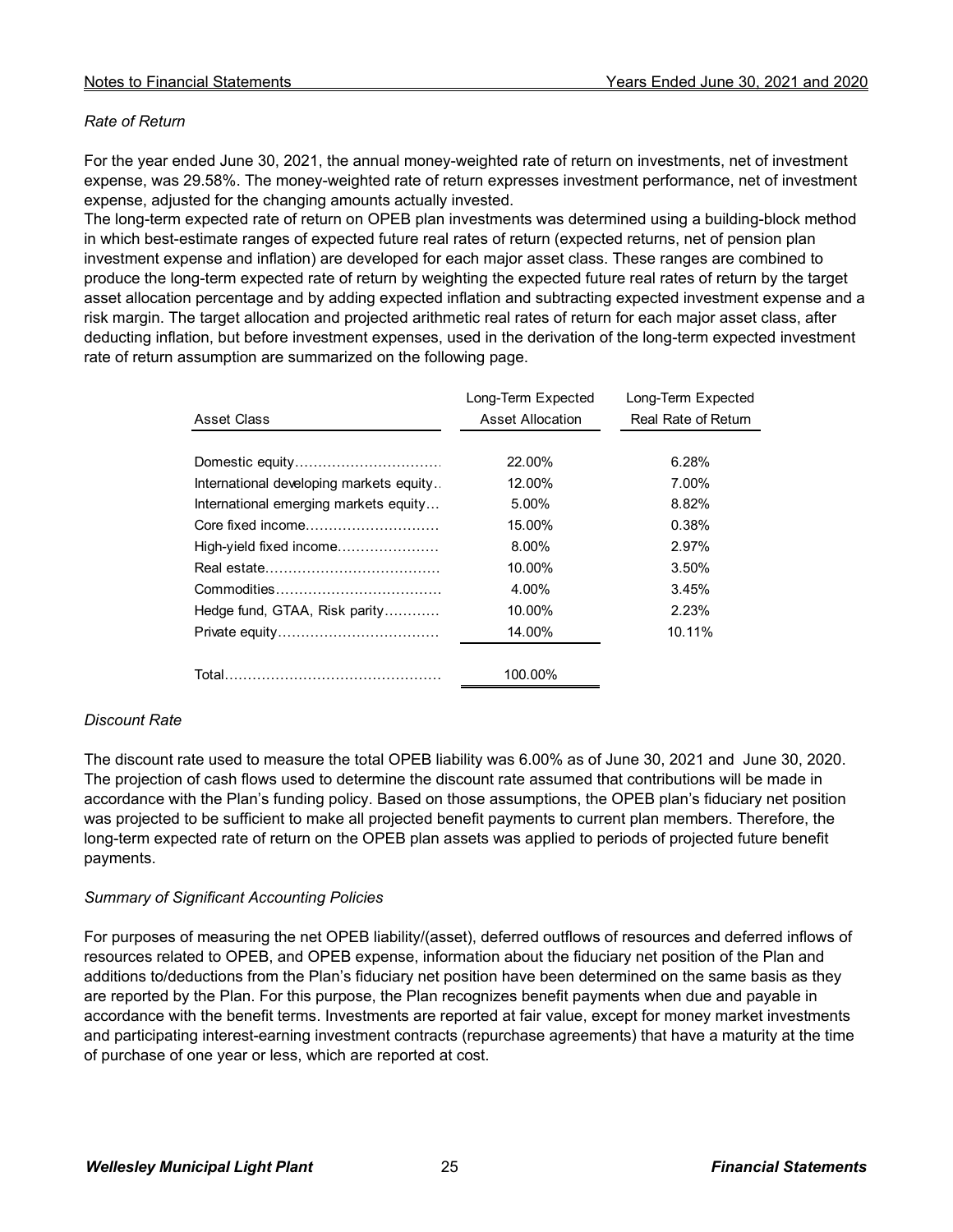*Rate of Return*

For the year ended June 30, 2021, the annual money-weighted rate of return on investments, net of investment expense, was 29.58%. The money-weighted rate of return expresses investment performance, net of investment expense, adjusted for the changing amounts actually invested.
The long-term expected rate of return on OPEB plan investments was determined using a building-block method in which best-estimate ranges of expected future real rates of return (expected returns, net of pension plan investment expense and inflation) are developed for each major asset class. These ranges are combined to produce the long-term expected rate of return by weighting the expected future real rates of return by the target asset allocation percentage and by adding expected inflation and subtracting expected investment expense and a risk margin. The target allocation and projected arithmetic real rates of return for each major asset class, after deducting inflation, but before investment expenses, used in the derivation of the long-term expected investment rate of return assumption are summarized on the following page.

| Asset Class | Long-Term Expected Asset Allocation | Long-Term Expected Real Rate of Return |
|---|---|---|
| Domestic equity | 22.00% | 6.28% |
| International developing markets equity | 12.00% | 7.00% |
| International emerging markets equity | 5.00% | 8.82% |
| Core fixed income | 15.00% | 0.38% |
| High-yield fixed income | 8.00% | 2.97% |
| Real estate | 10.00% | 3.50% |
| Commodities | 4.00% | 3.45% |
| Hedge fund, GTAA, Risk parity | 10.00% | 2.23% |
| Private equity | 14.00% | 10.11% |
| Total | 100.00% | |

*Discount Rate*

The discount rate used to measure the total OPEB liability was 6.00% as of June 30, 2021 and June 30, 2020. The projection of cash flows used to determine the discount rate assumed that contributions will be made in accordance with the Plan's funding policy. Based on those assumptions, the OPEB plan's fiduciary net position was projected to be sufficient to make all projected benefit payments to current plan members. Therefore, the long-term expected rate of return on the OPEB plan assets was applied to periods of projected future benefit payments.

*Summary of Significant Accounting Policies*

For purposes of measuring the net OPEB liability/(asset), deferred outflows of resources and deferred inflows of resources related to OPEB, and OPEB expense, information about the fiduciary net position of the Plan and additions to/deductions from the Plan's fiduciary net position have been determined on the same basis as they are reported by the Plan. For this purpose, the Plan recognizes benefit payments when due and payable in accordance with the benefit terms. Investments are reported at fair value, except for money market investments and participating interest-earning investment contracts (repurchase agreements) that have a maturity at the time of purchase of one year or less, which are reported at cost.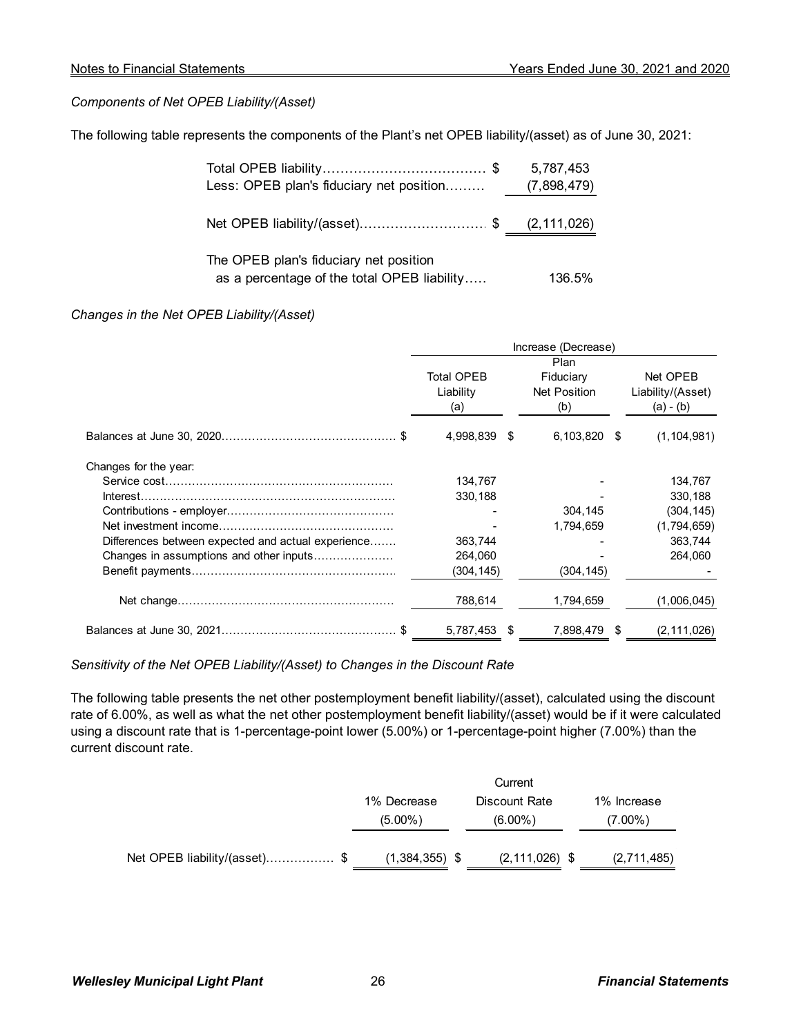*Components of Net OPEB Liability/(Asset)*

The following table represents the components of the Plant's net OPEB liability/(asset) as of June 30, 2021:

| | |
|---|---|
| Total OPEB liability | $ 5,787,453 |
| Less: OPEB plan's fiduciary net position | (7,898,479) |
| Net OPEB liability/(asset) | $ (2,111,026) |
| The OPEB plan's fiduciary net position as a percentage of the total OPEB liability | 136.5% |

*Changes in the Net OPEB Liability/(Asset)*

| | Increase (Decrease) | | |
|---|---|---|---|
| | Total OPEB Liability (a) | Plan Fiduciary Net Position (b) | Net OPEB Liability/(Asset) (a) - (b) |
| Balances at June 30, 2020 | $ 4,998,839 | $ 6,103,820 | $ (1,104,981) |
| Changes for the year: | | | |
| Service cost | 134,767 | - | 134,767 |
| Interest | 330,188 | - | 330,188 |
| Contributions - employer | - | 304,145 | (304,145) |
| Net investment income | - | 1,794,659 | (1,794,659) |
| Differences between expected and actual experience | 363,744 | - | 363,744 |
| Changes in assumptions and other inputs | 264,060 | - | 264,060 |
| Benefit payments | (304,145) | (304,145) | - |
| Net change | 788,614 | 1,794,659 | (1,006,045) |
| Balances at June 30, 2021 | $ 5,787,453 | $ 7,898,479 | $ (2,111,026) |

*Sensitivity of the Net OPEB Liability/(Asset) to Changes in the Discount Rate*

The following table presents the net other postemployment benefit liability/(asset), calculated using the discount rate of 6.00%, as well as what the net other postemployment benefit liability/(asset) would be if it were calculated using a discount rate that is 1-percentage-point lower (5.00%) or 1-percentage-point higher (7.00%) than the current discount rate.

| | 1% Decrease (5.00%) | Current Discount Rate (6.00%) | 1% Increase (7.00%) |
|---|---|---|---|
| Net OPEB liability/(asset) | $ (1,384,355) | $ (2,111,026) | $ (2,711,485) |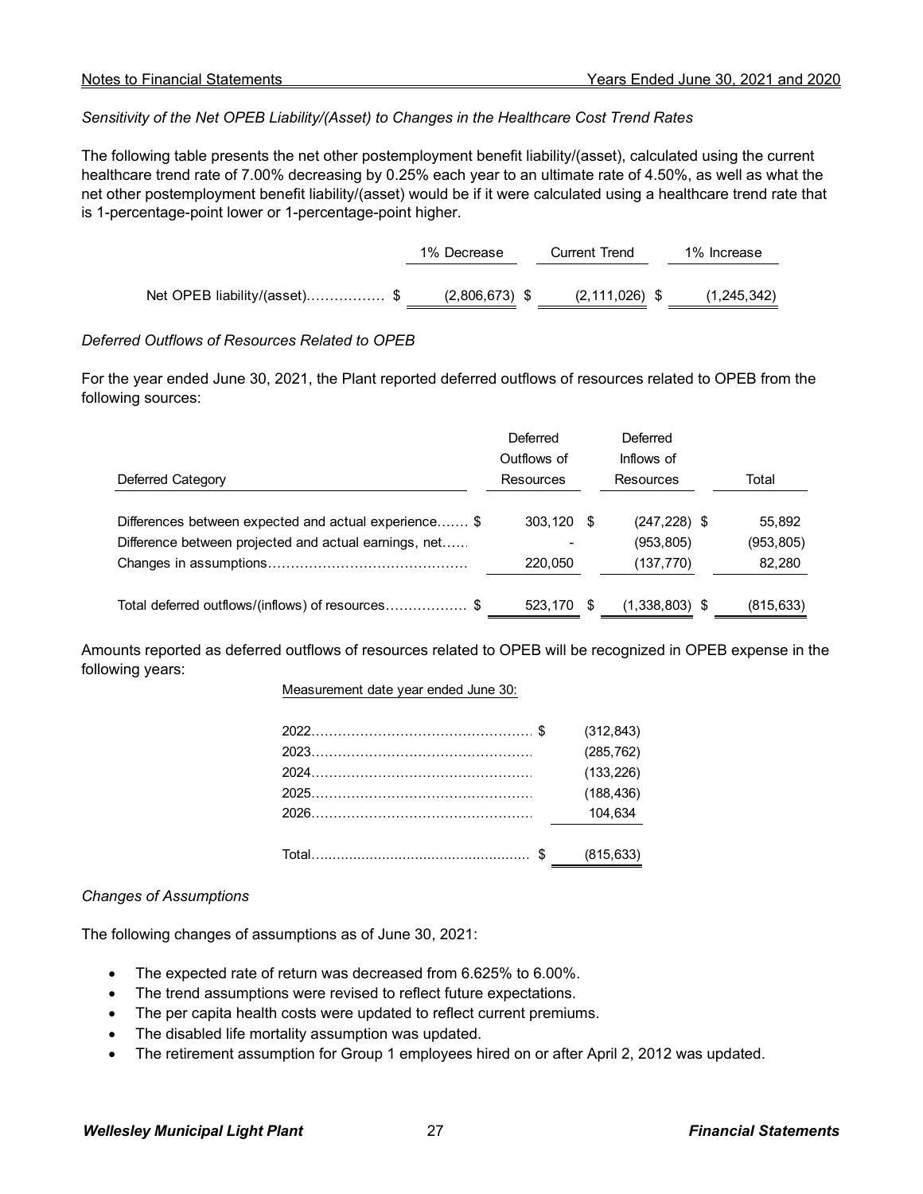*Sensitivity of the Net OPEB Liability/(Asset) to Changes in the Healthcare Cost Trend Rates*

The following table presents the net other postemployment benefit liability/(asset), calculated using the current healthcare trend rate of 7.00% decreasing by 0.25% each year to an ultimate rate of 4.50%, as well as what the net other postemployment benefit liability/(asset) would be if it were calculated using a healthcare trend rate that is 1-percentage-point lower or 1-percentage-point higher.

| | 1% Decrease | Current Trend | 1% Increase |
|---|---|---|---|
| Net OPEB liability/(asset)................. | $ (2,806,673) | $ (2,111,026) | $ (1,245,342) |

*Deferred Outflows of Resources Related to OPEB*

For the year ended June 30, 2021, the Plant reported deferred outflows of resources related to OPEB from the following sources:

| Deferred Category | Deferred Outflows of Resources | Deferred Inflows of Resources | Total |
|---|---|---|---|
| Differences between expected and actual experience....... | $ 303,120 | $ (247,228) | $ 55,892 |
| Difference between projected and actual earnings, net...... | - | (953,805) | (953,805) |
| Changes in assumptions............................................ | 220,050 | (137,770) | 82,280 |
| Total deferred outflows/(inflows) of resources.................. | $ 523,170 | $ (1,338,803) | $ (815,633) |

Amounts reported as deferred outflows of resources related to OPEB will be recognized in OPEB expense in the following years:

| Measurement date year ended June 30: | |
|---|---|
| 2022................................................ | $ (312,843) |
| 2023................................................ | (285,762) |
| 2024................................................ | (133,226) |
| 2025................................................ | (188,436) |
| 2026................................................ | 104,634 |
| Total................................................ | $ (815,633) |

*Changes of Assumptions*

The following changes of assumptions as of June 30, 2021:

- The expected rate of return was decreased from 6.625% to 6.00%.
- The trend assumptions were revised to reflect future expectations.
- The per capita health costs were updated to reflect current premiums.
- The disabled life mortality assumption was updated.
- The retirement assumption for Group 1 employees hired on or after April 2, 2012 was updated.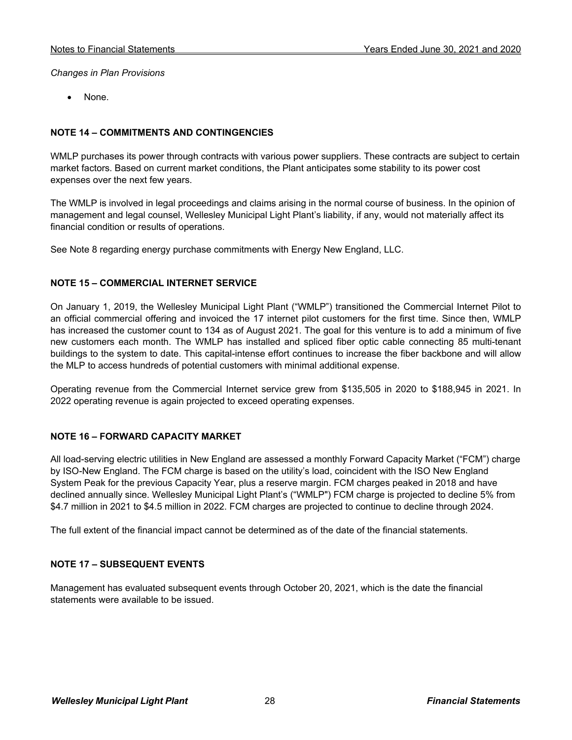*Changes in Plan Provisions*

- None.

## NOTE 14 – COMMITMENTS AND CONTINGENCIES

WMLP purchases its power through contracts with various power suppliers. These contracts are subject to certain market factors. Based on current market conditions, the Plant anticipates some stability to its power cost expenses over the next few years.

The WMLP is involved in legal proceedings and claims arising in the normal course of business. In the opinion of management and legal counsel, Wellesley Municipal Light Plant's liability, if any, would not materially affect its financial condition or results of operations.

See Note 8 regarding energy purchase commitments with Energy New England, LLC.

## NOTE 15 – COMMERCIAL INTERNET SERVICE

On January 1, 2019, the Wellesley Municipal Light Plant ("WMLP") transitioned the Commercial Internet Pilot to an official commercial offering and invoiced the 17 internet pilot customers for the first time. Since then, WMLP has increased the customer count to 134 as of August 2021. The goal for this venture is to add a minimum of five new customers each month. The WMLP has installed and spliced fiber optic cable connecting 85 multi-tenant buildings to the system to date. This capital-intense effort continues to increase the fiber backbone and will allow the MLP to access hundreds of potential customers with minimal additional expense.

Operating revenue from the Commercial Internet service grew from $135,505 in 2020 to $188,945 in 2021. In 2022 operating revenue is again projected to exceed operating expenses.

## NOTE 16 – FORWARD CAPACITY MARKET

All load-serving electric utilities in New England are assessed a monthly Forward Capacity Market ("FCM") charge by ISO-New England. The FCM charge is based on the utility's load, coincident with the ISO New England System Peak for the previous Capacity Year, plus a reserve margin. FCM charges peaked in 2018 and have declined annually since. Wellesley Municipal Light Plant's ("WMLP") FCM charge is projected to decline 5% from $4.7 million in 2021 to $4.5 million in 2022. FCM charges are projected to continue to decline through 2024.

The full extent of the financial impact cannot be determined as of the date of the financial statements.

## NOTE 17 – SUBSEQUENT EVENTS

Management has evaluated subsequent events through October 20, 2021, which is the date the financial statements were available to be issued.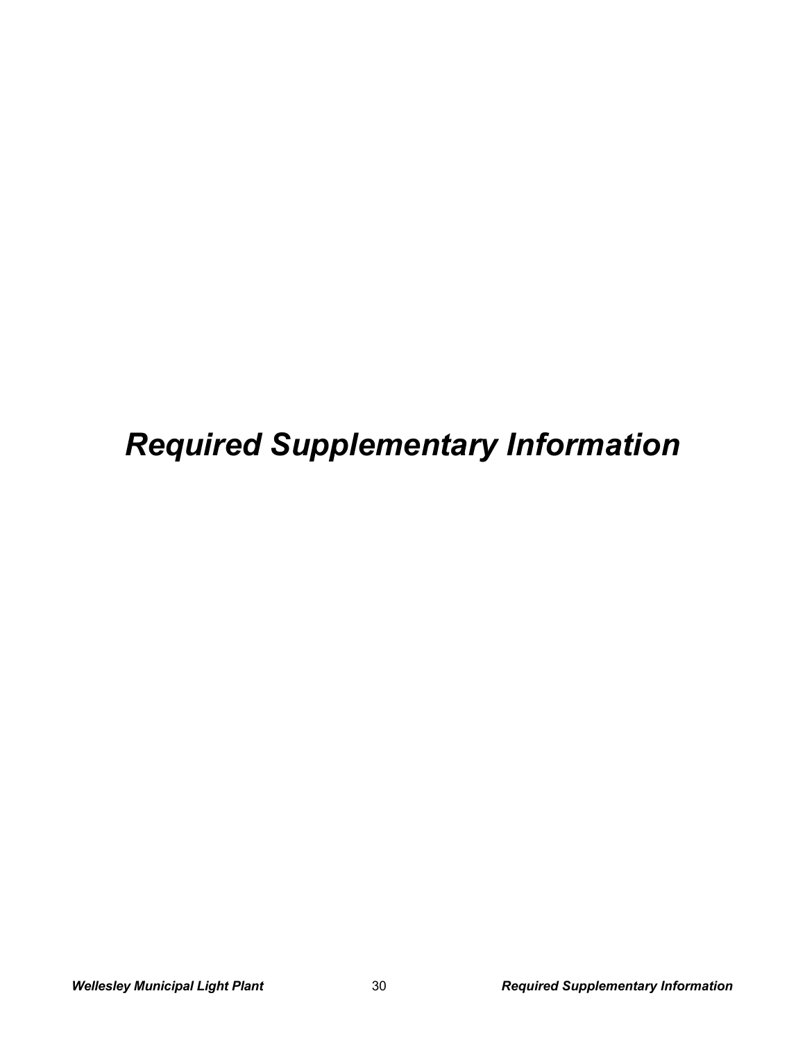# *Required Supplementary Information*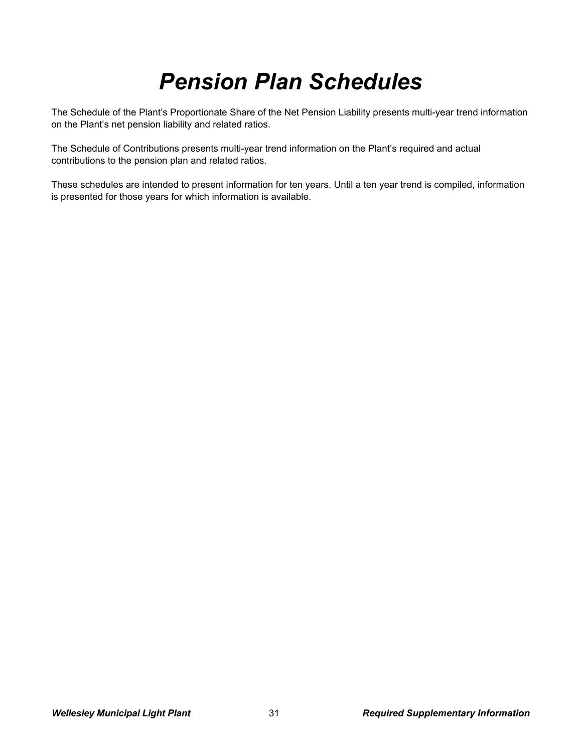# *Pension Plan Schedules*

The Schedule of the Plant's Proportionate Share of the Net Pension Liability presents multi-year trend information on the Plant's net pension liability and related ratios.

The Schedule of Contributions presents multi-year trend information on the Plant's required and actual contributions to the pension plan and related ratios.

These schedules are intended to present information for ten years. Until a ten year trend is compiled, information is presented for those years for which information is available.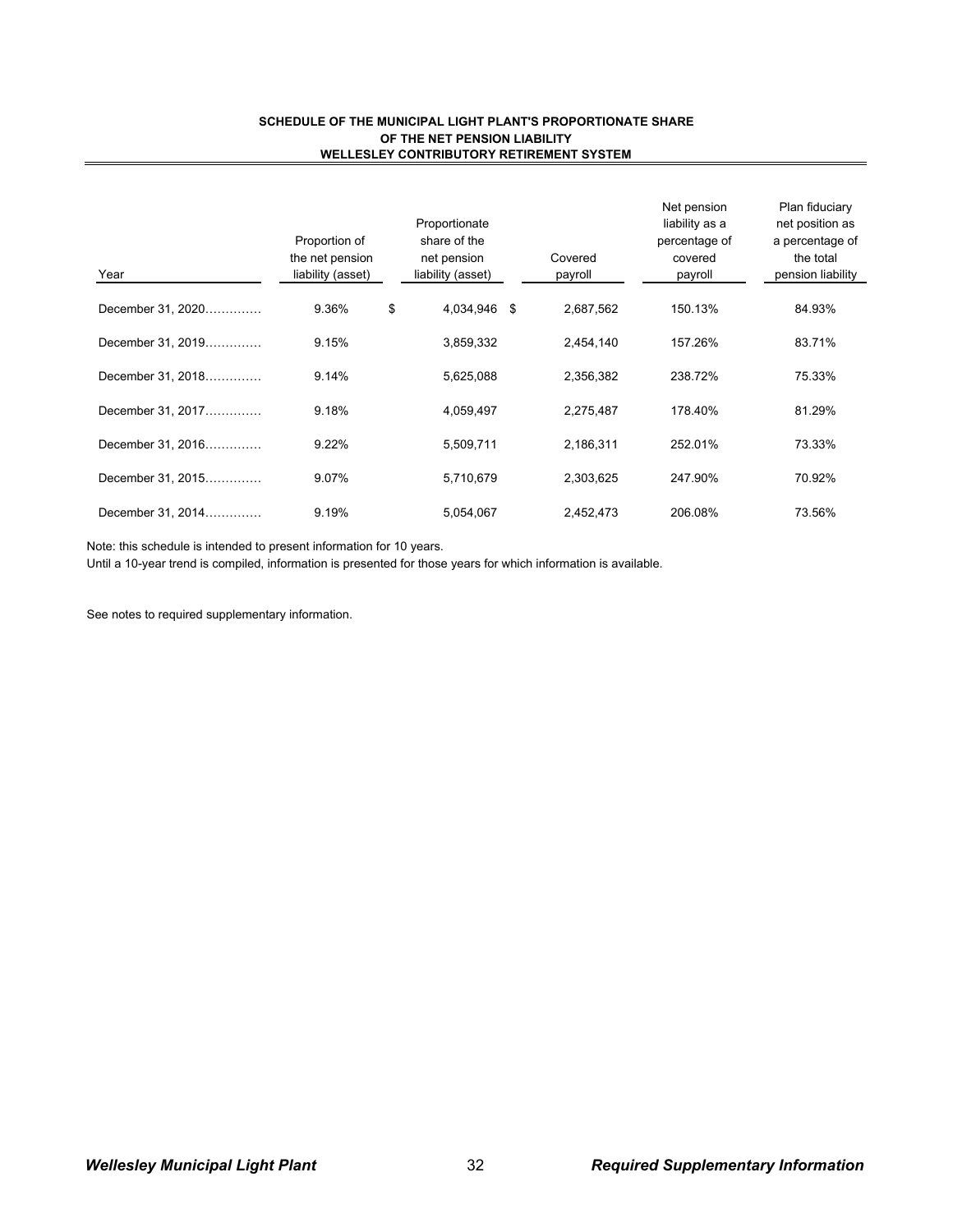# SCHEDULE OF THE MUNICIPAL LIGHT PLANT'S PROPORTIONATE SHARE OF THE NET PENSION LIABILITY
## WELLESLEY CONTRIBUTORY RETIREMENT SYSTEM

| Year | Proportion of the net pension liability (asset) | Proportionate share of the net pension liability (asset) | Covered payroll | Net pension liability as a percentage of covered payroll | Plan fiduciary net position as a percentage of the total pension liability |
|---|---|---|---|---|---|
| December 31, 2020 | 9.36% | $ 4,034,946 | $ 2,687,562 | 150.13% | 84.93% |
| December 31, 2019 | 9.15% | 3,859,332 | 2,454,140 | 157.26% | 83.71% |
| December 31, 2018 | 9.14% | 5,625,088 | 2,356,382 | 238.72% | 75.33% |
| December 31, 2017 | 9.18% | 4,059,497 | 2,275,487 | 178.40% | 81.29% |
| December 31, 2016 | 9.22% | 5,509,711 | 2,186,311 | 252.01% | 73.33% |
| December 31, 2015 | 9.07% | 5,710,679 | 2,303,625 | 247.90% | 70.92% |
| December 31, 2014 | 9.19% | 5,054,067 | 2,452,473 | 206.08% | 73.56% |

Note: this schedule is intended to present information for 10 years.
Until a 10-year trend is compiled, information is presented for those years for which information is available.

See notes to required supplementary information.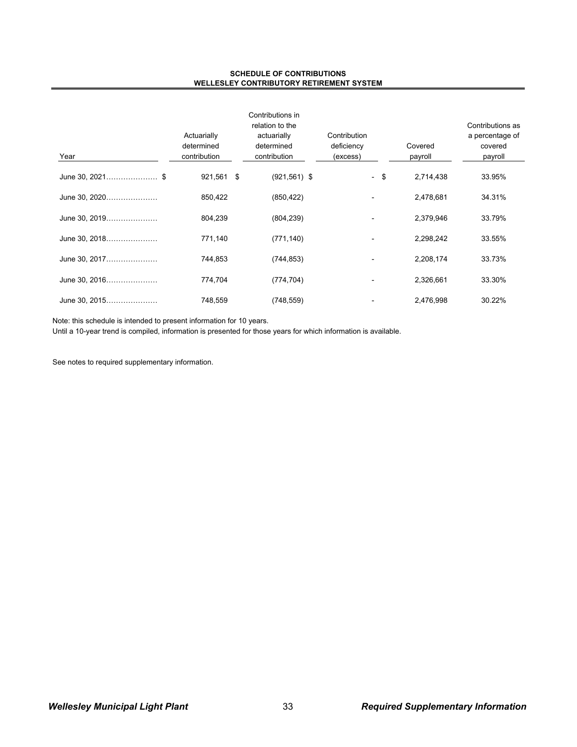# SCHEDULE OF CONTRIBUTIONS
## WELLESLEY CONTRIBUTORY RETIREMENT SYSTEM

| Year | Actuarially determined contribution | Contributions in relation to the actuarially determined contribution | Contribution deficiency (excess) | Covered payroll | Contributions as a percentage of covered payroll |
|---|---|---|---|---|---|
| June 30, 2021..................... | $ 921,561 | $ (921,561) | $ - | $ 2,714,438 | 33.95% |
| June 30, 2020..................... | 850,422 | (850,422) | - | 2,478,681 | 34.31% |
| June 30, 2019..................... | 804,239 | (804,239) | - | 2,379,946 | 33.79% |
| June 30, 2018..................... | 771,140 | (771,140) | - | 2,298,242 | 33.55% |
| June 30, 2017..................... | 744,853 | (744,853) | - | 2,208,174 | 33.73% |
| June 30, 2016..................... | 774,704 | (774,704) | - | 2,326,661 | 33.30% |
| June 30, 2015..................... | 748,559 | (748,559) | - | 2,476,998 | 30.22% |

Note: this schedule is intended to present information for 10 years.
Until a 10-year trend is compiled, information is presented for those years for which information is available.

See notes to required supplementary information.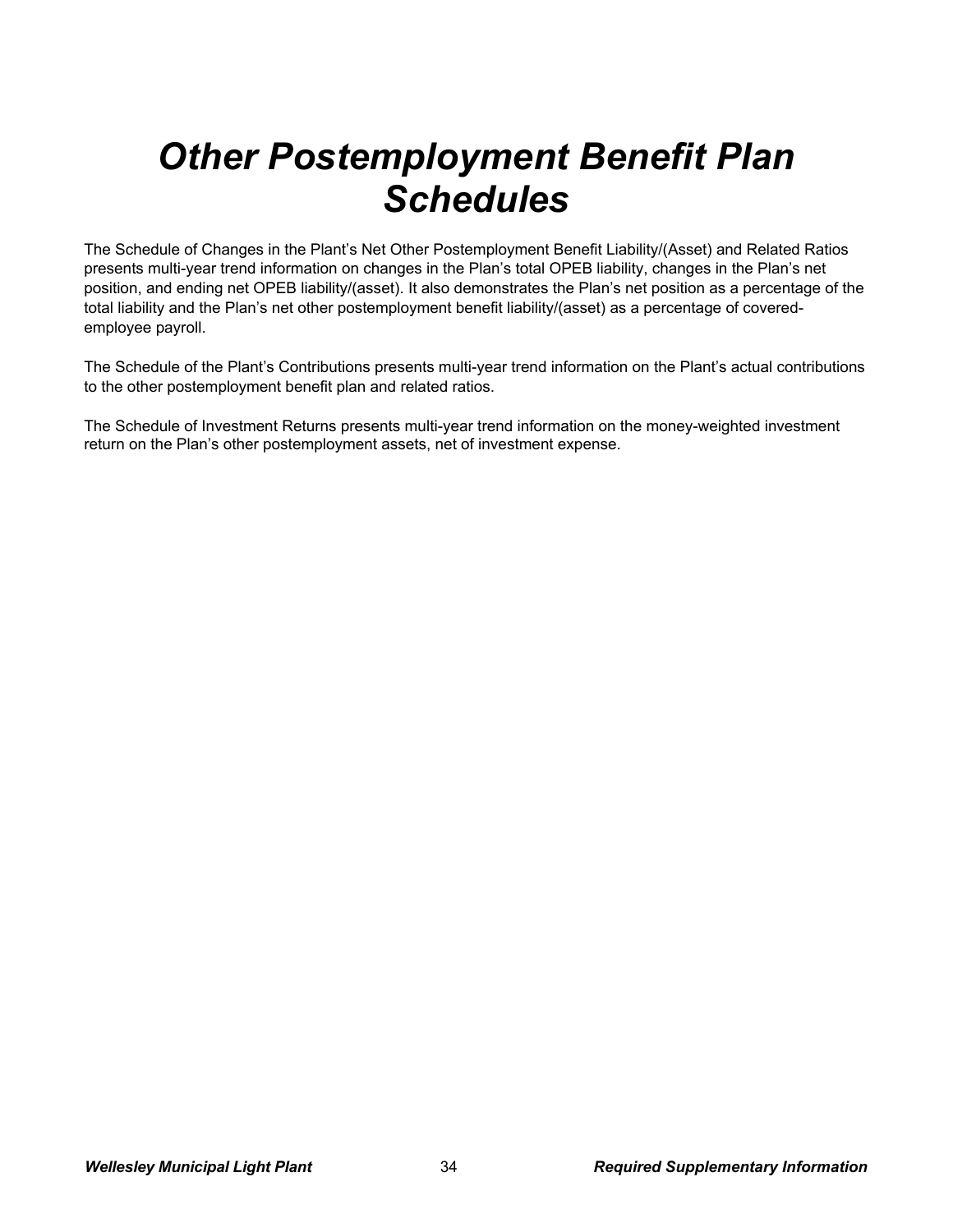# *Other Postemployment Benefit Plan Schedules*

The Schedule of Changes in the Plant's Net Other Postemployment Benefit Liability/(Asset) and Related Ratios presents multi-year trend information on changes in the Plan's total OPEB liability, changes in the Plan's net position, and ending net OPEB liability/(asset). It also demonstrates the Plan's net position as a percentage of the total liability and the Plan's net other postemployment benefit liability/(asset) as a percentage of covered-employee payroll.

The Schedule of the Plant's Contributions presents multi-year trend information on the Plant's actual contributions to the other postemployment benefit plan and related ratios.

The Schedule of Investment Returns presents multi-year trend information on the money-weighted investment return on the Plan's other postemployment assets, net of investment expense.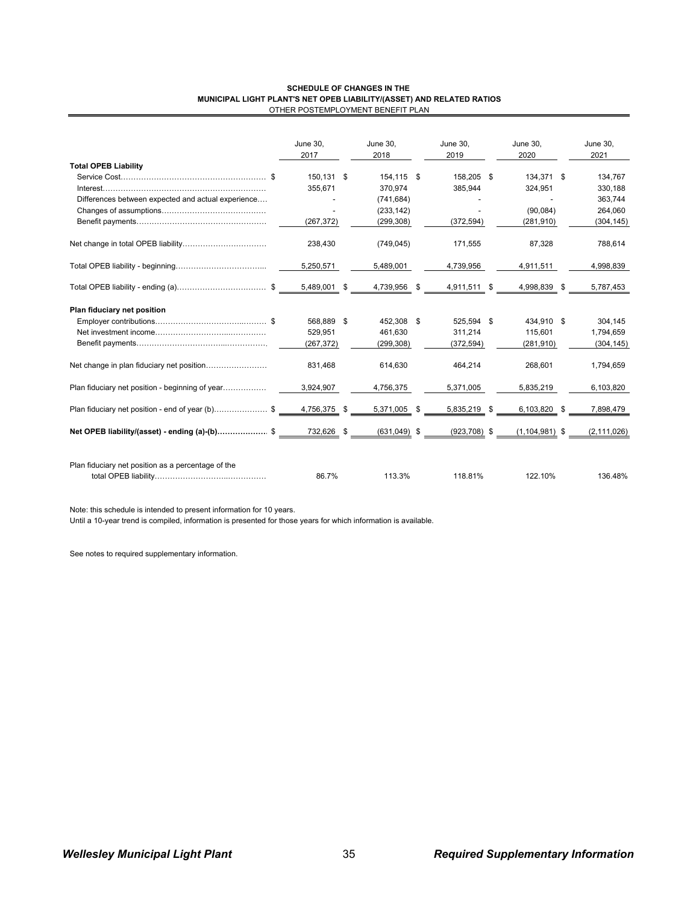**SCHEDULE OF CHANGES IN THE**
**MUNICIPAL LIGHT PLANT'S NET OPEB LIABILITY/(ASSET) AND RELATED RATIOS**
OTHER POSTEMPLOYMENT BENEFIT PLAN

| | June 30, 2017 | June 30, 2018 | June 30, 2019 | June 30, 2020 | June 30, 2021 |
|---|---|---|---|---|---|
| **Total OPEB Liability** | | | | | |
| Service Cost | $ 150,131 | $ 154,115 | $ 158,205 | $ 134,371 | $ 134,767 |
| Interest | 355,671 | 370,974 | 385,944 | 324,951 | 330,188 |
| Differences between expected and actual experience | - | (741,684) | - | - | 363,744 |
| Changes of assumptions | - | (233,142) | - | (90,084) | 264,060 |
| Benefit payments | (267,372) | (299,308) | (372,594) | (281,910) | (304,145) |
| Net change in total OPEB liability | 238,430 | (749,045) | 171,555 | 87,328 | 788,614 |
| Total OPEB liability - beginning | 5,250,571 | 5,489,001 | 4,739,956 | 4,911,511 | 4,998,839 |
| Total OPEB liability - ending (a) | $ 5,489,001 | $ 4,739,956 | $ 4,911,511 | $ 4,998,839 | $ 5,787,453 |
| **Plan fiduciary net position** | | | | | |
| Employer contributions | $ 568,889 | $ 452,308 | $ 525,594 | $ 434,910 | $ 304,145 |
| Net investment income | 529,951 | 461,630 | 311,214 | 115,601 | 1,794,659 |
| Benefit payments | (267,372) | (299,308) | (372,594) | (281,910) | (304,145) |
| Net change in plan fiduciary net position | 831,468 | 614,630 | 464,214 | 268,601 | 1,794,659 |
| Plan fiduciary net position - beginning of year | 3,924,907 | 4,756,375 | 5,371,005 | 5,835,219 | 6,103,820 |
| Plan fiduciary net position - end of year (b) | $ 4,756,375 | $ 5,371,005 | $ 5,835,219 | $ 6,103,820 | $ 7,898,479 |
| **Net OPEB liability/(asset) - ending (a)-(b)** | $ 732,626 | $ (631,049) | $ (923,708) | $ (1,104,981) | $ (2,111,026) |
| Plan fiduciary net position as a percentage of the total OPEB liability | 86.7% | 113.3% | 118.81% | 122.10% | 136.48% |

Note: this schedule is intended to present information for 10 years.
Until a 10-year trend is compiled, information is presented for those years for which information is available.

See notes to required supplementary information.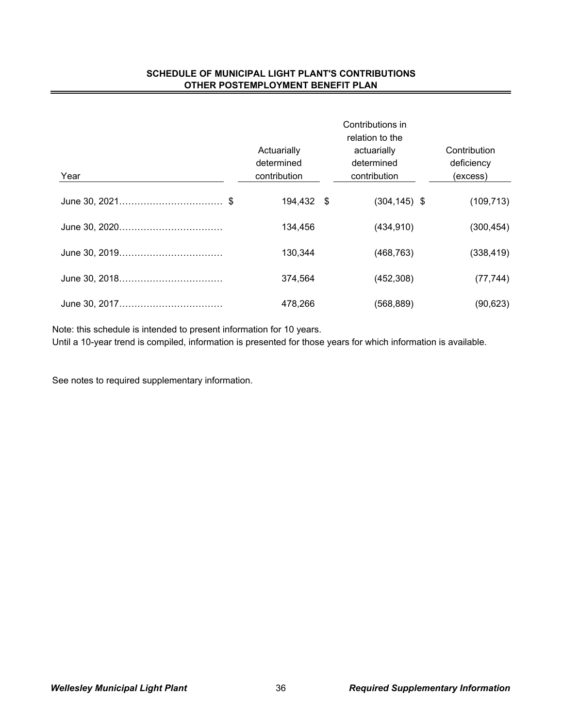## SCHEDULE OF MUNICIPAL LIGHT PLANT'S CONTRIBUTIONS
## OTHER POSTEMPLOYMENT BENEFIT PLAN

| Year | Actuarially determined contribution | Contributions in relation to the actuarially determined contribution | Contribution deficiency (excess) |
|---|---|---|---|
| June 30, 2021 | $ 194,432 | $ (304,145) | $ (109,713) |
| June 30, 2020 | 134,456 | (434,910) | (300,454) |
| June 30, 2019 | 130,344 | (468,763) | (338,419) |
| June 30, 2018 | 374,564 | (452,308) | (77,744) |
| June 30, 2017 | 478,266 | (568,889) | (90,623) |

Note: this schedule is intended to present information for 10 years.
Until a 10-year trend is compiled, information is presented for those years for which information is available.

See notes to required supplementary information.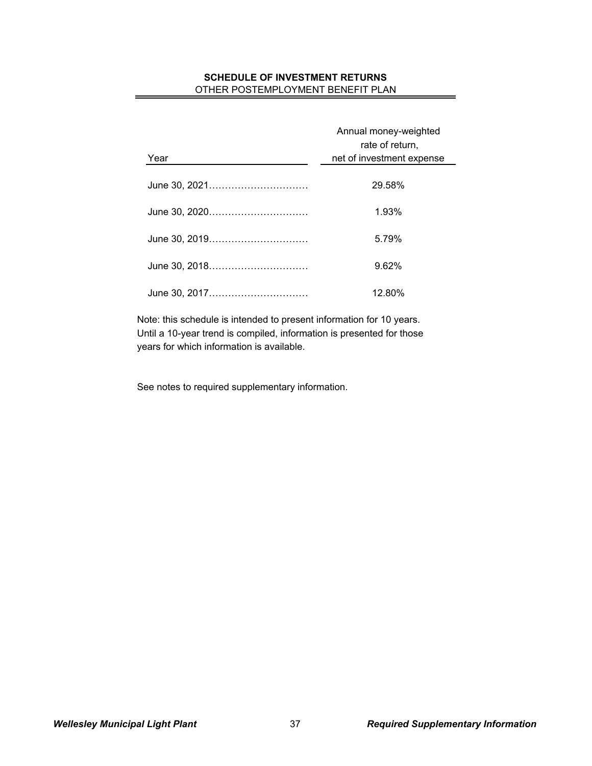# SCHEDULE OF INVESTMENT RETURNS

## OTHER POSTEMPLOYMENT BENEFIT PLAN

| Year | Annual money-weighted rate of return, net of investment expense |
|---|---|
| June 30, 2021 | 29.58% |
| June 30, 2020 | 1.93% |
| June 30, 2019 | 5.79% |
| June 30, 2018 | 9.62% |
| June 30, 2017 | 12.80% |

Note: this schedule is intended to present information for 10 years. Until a 10-year trend is compiled, information is presented for those years for which information is available.

See notes to required supplementary information.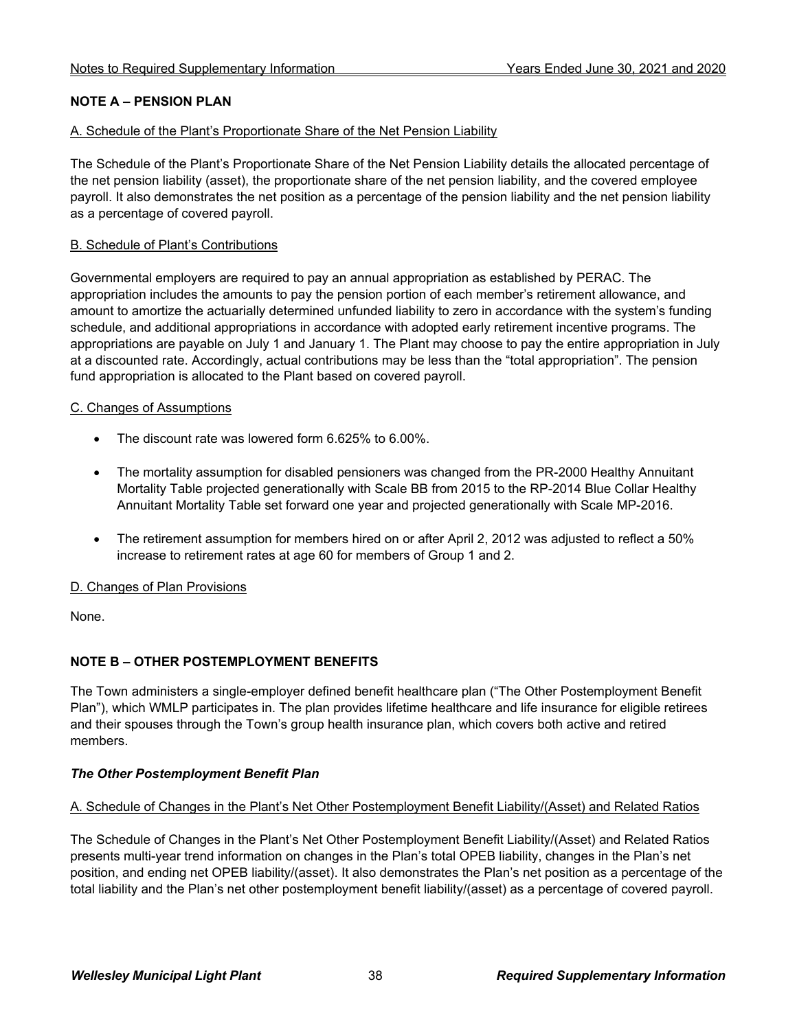## NOTE A – PENSION PLAN

A. Schedule of the Plant's Proportionate Share of the Net Pension Liability

The Schedule of the Plant's Proportionate Share of the Net Pension Liability details the allocated percentage of the net pension liability (asset), the proportionate share of the net pension liability, and the covered employee payroll. It also demonstrates the net position as a percentage of the pension liability and the net pension liability as a percentage of covered payroll.

B. Schedule of Plant's Contributions

Governmental employers are required to pay an annual appropriation as established by PERAC. The appropriation includes the amounts to pay the pension portion of each member's retirement allowance, and amount to amortize the actuarially determined unfunded liability to zero in accordance with the system's funding schedule, and additional appropriations in accordance with adopted early retirement incentive programs. The appropriations are payable on July 1 and January 1. The Plant may choose to pay the entire appropriation in July at a discounted rate. Accordingly, actual contributions may be less than the "total appropriation". The pension fund appropriation is allocated to the Plant based on covered payroll.

C. Changes of Assumptions

- The discount rate was lowered form 6.625% to 6.00%.
- The mortality assumption for disabled pensioners was changed from the PR-2000 Healthy Annuitant Mortality Table projected generationally with Scale BB from 2015 to the RP-2014 Blue Collar Healthy Annuitant Mortality Table set forward one year and projected generationally with Scale MP-2016.
- The retirement assumption for members hired on or after April 2, 2012 was adjusted to reflect a 50% increase to retirement rates at age 60 for members of Group 1 and 2.

D. Changes of Plan Provisions

None.

## NOTE B – OTHER POSTEMPLOYMENT BENEFITS

The Town administers a single-employer defined benefit healthcare plan ("The Other Postemployment Benefit Plan"), which WMLP participates in. The plan provides lifetime healthcare and life insurance for eligible retirees and their spouses through the Town's group health insurance plan, which covers both active and retired members.

***The Other Postemployment Benefit Plan***

A. Schedule of Changes in the Plant's Net Other Postemployment Benefit Liability/(Asset) and Related Ratios

The Schedule of Changes in the Plant's Net Other Postemployment Benefit Liability/(Asset) and Related Ratios presents multi-year trend information on changes in the Plan's total OPEB liability, changes in the Plan's net position, and ending net OPEB liability/(asset). It also demonstrates the Plan's net position as a percentage of the total liability and the Plan's net other postemployment benefit liability/(asset) as a percentage of covered payroll.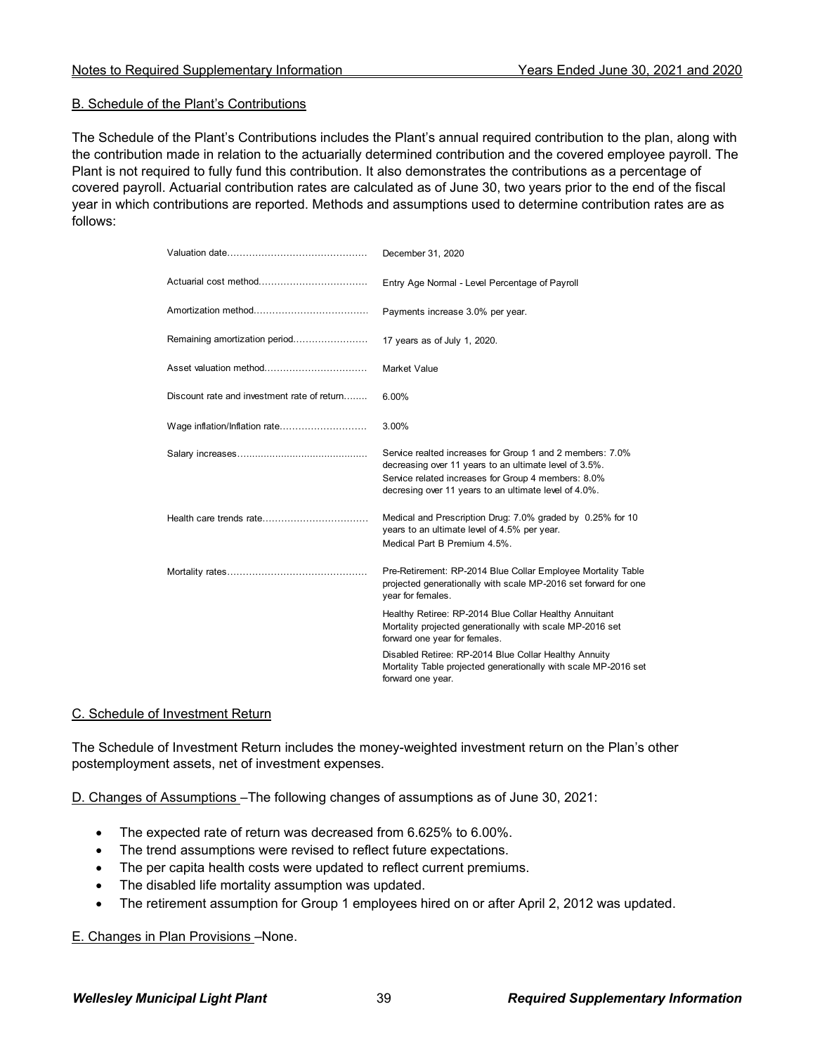## B. Schedule of the Plant's Contributions

The Schedule of the Plant's Contributions includes the Plant's annual required contribution to the plan, along with the contribution made in relation to the actuarially determined contribution and the covered employee payroll. The Plant is not required to fully fund this contribution. It also demonstrates the contributions as a percentage of covered payroll. Actuarial contribution rates are calculated as of June 30, two years prior to the end of the fiscal year in which contributions are reported. Methods and assumptions used to determine contribution rates are as follows:

| | |
|---|---|
| Valuation date | December 31, 2020 |
| Actuarial cost method | Entry Age Normal - Level Percentage of Payroll |
| Amortization method | Payments increase 3.0% per year. |
| Remaining amortization period | 17 years as of July 1, 2020. |
| Asset valuation method | Market Value |
| Discount rate and investment rate of return | 6.00% |
| Wage inflation/Inflation rate | 3.00% |
| Salary increases | Service realted increases for Group 1 and 2 members: 7.0% decreasing over 11 years to an ultimate level of 3.5%. Service related increases for Group 4 members: 8.0% decresing over 11 years to an ultimate level of 4.0%. |
| Health care trends rate | Medical and Prescription Drug: 7.0% graded by 0.25% for 10 years to an ultimate level of 4.5% per year. Medical Part B Premium 4.5%. |
| Mortality rates | Pre-Retirement: RP-2014 Blue Collar Employee Mortality Table projected generationally with scale MP-2016 set forward for one year for females. |
| | Healthy Retiree: RP-2014 Blue Collar Healthy Annuitant Mortality projected generationally with scale MP-2016 set forward one year for females. |
| | Disabled Retiree: RP-2014 Blue Collar Healthy Annuity Mortality Table projected generationally with scale MP-2016 set forward one year. |

## C. Schedule of Investment Return

The Schedule of Investment Return includes the money-weighted investment return on the Plan's other postemployment assets, net of investment expenses.

D. Changes of Assumptions –The following changes of assumptions as of June 30, 2021:

- The expected rate of return was decreased from 6.625% to 6.00%.
- The trend assumptions were revised to reflect future expectations.
- The per capita health costs were updated to reflect current premiums.
- The disabled life mortality assumption was updated.
- The retirement assumption for Group 1 employees hired on or after April 2, 2012 was updated.

E. Changes in Plan Provisions –None.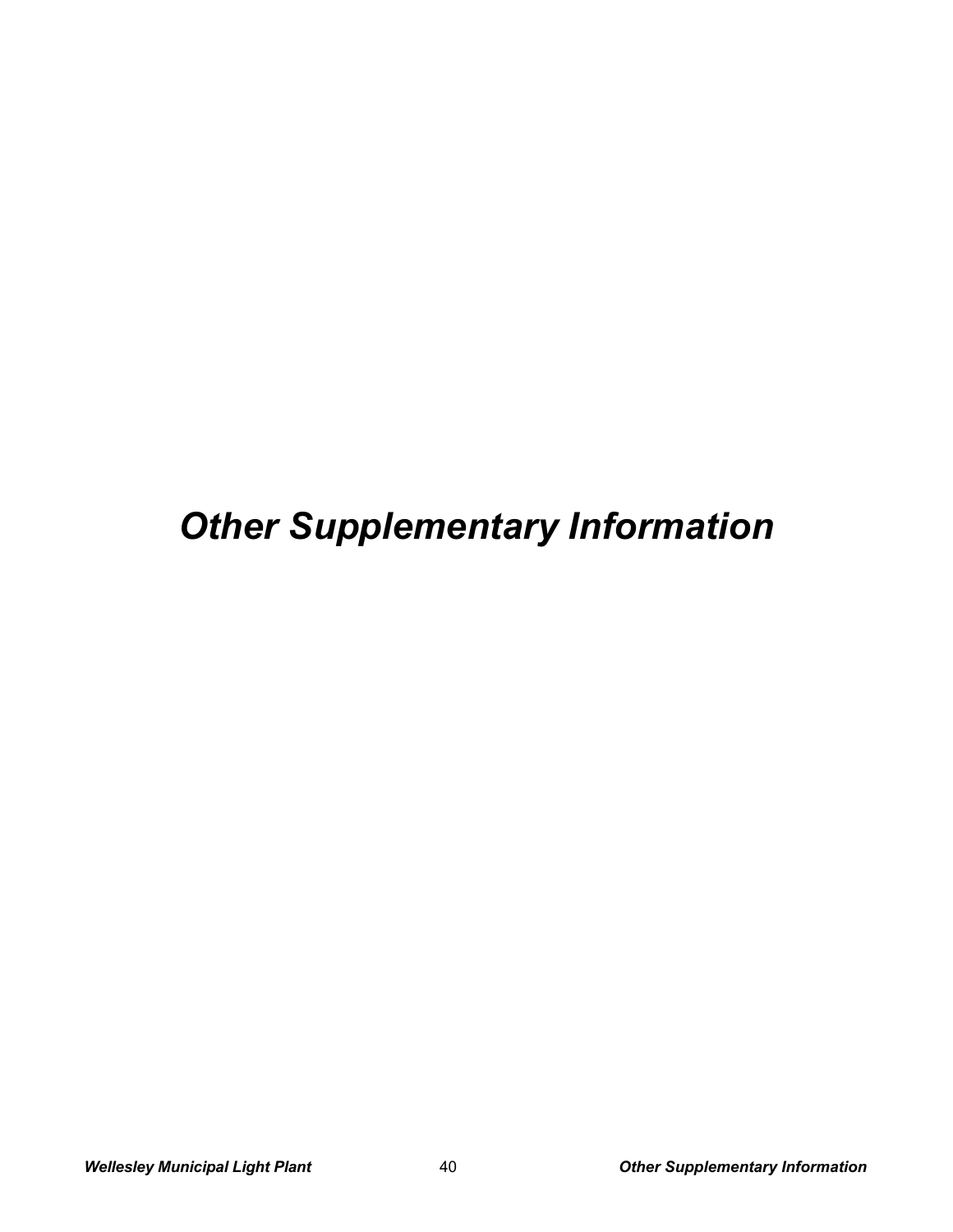# *Other Supplementary Information*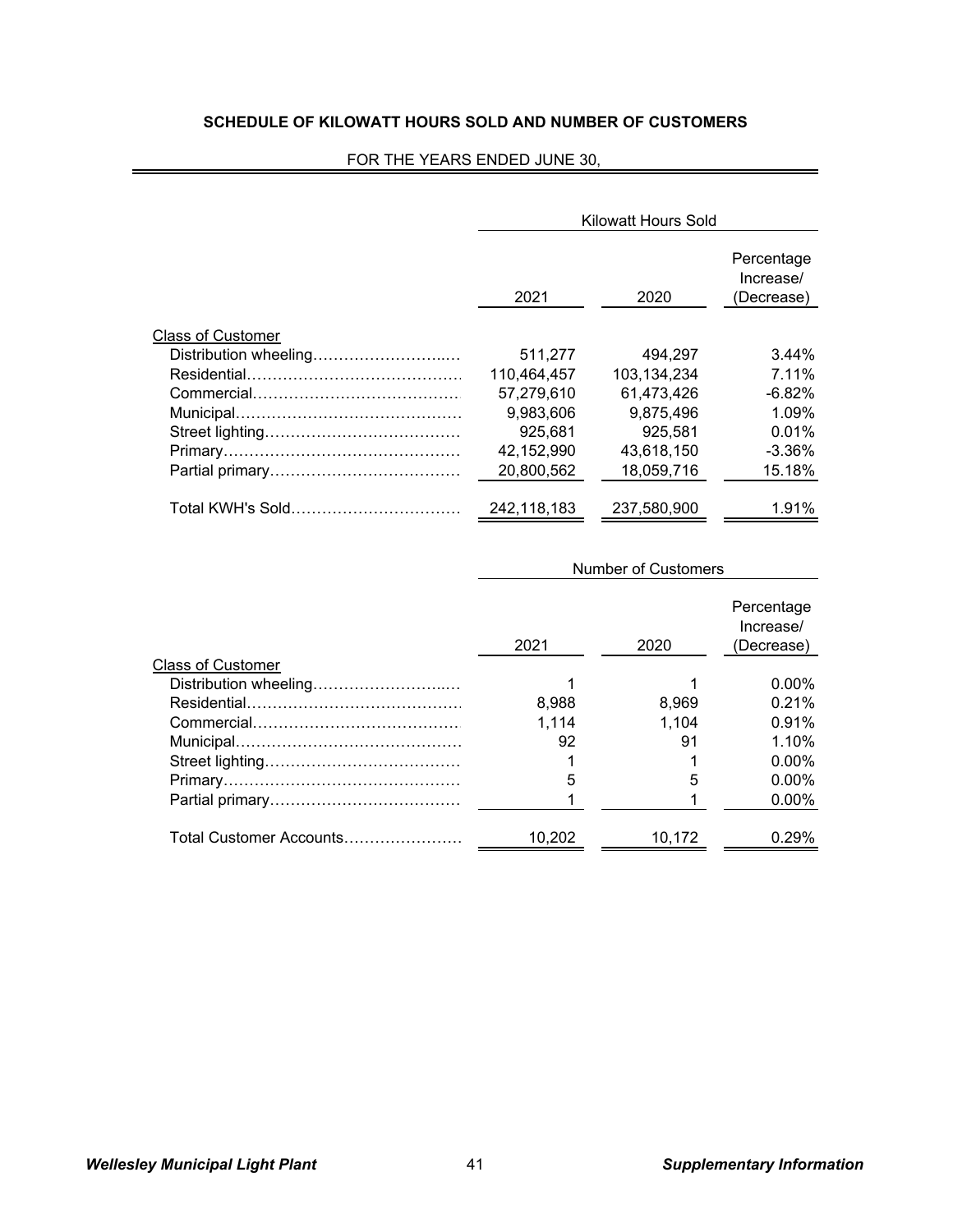## SCHEDULE OF KILOWATT HOURS SOLD AND NUMBER OF CUSTOMERS

FOR THE YEARS ENDED JUNE 30,

| | Kilowatt Hours Sold | | |
|---|---|---|---|
| | 2021 | 2020 | Percentage Increase/ (Decrease) |
| Class of Customer | | | |
| Distribution wheeling | 511,277 | 494,297 | 3.44% |
| Residential | 110,464,457 | 103,134,234 | 7.11% |
| Commercial | 57,279,610 | 61,473,426 | -6.82% |
| Municipal | 9,983,606 | 9,875,496 | 1.09% |
| Street lighting | 925,681 | 925,581 | 0.01% |
| Primary | 42,152,990 | 43,618,150 | -3.36% |
| Partial primary | 20,800,562 | 18,059,716 | 15.18% |
| Total KWH's Sold | 242,118,183 | 237,580,900 | 1.91% |

| | Number of Customers | | |
|---|---|---|---|
| | 2021 | 2020 | Percentage Increase/ (Decrease) |
| Class of Customer | | | |
| Distribution wheeling | 1 | 1 | 0.00% |
| Residential | 8,988 | 8,969 | 0.21% |
| Commercial | 1,114 | 1,104 | 0.91% |
| Municipal | 92 | 91 | 1.10% |
| Street lighting | 1 | 1 | 0.00% |
| Primary | 5 | 5 | 0.00% |
| Partial primary | 1 | 1 | 0.00% |
| Total Customer Accounts | 10,202 | 10,172 | 0.29% |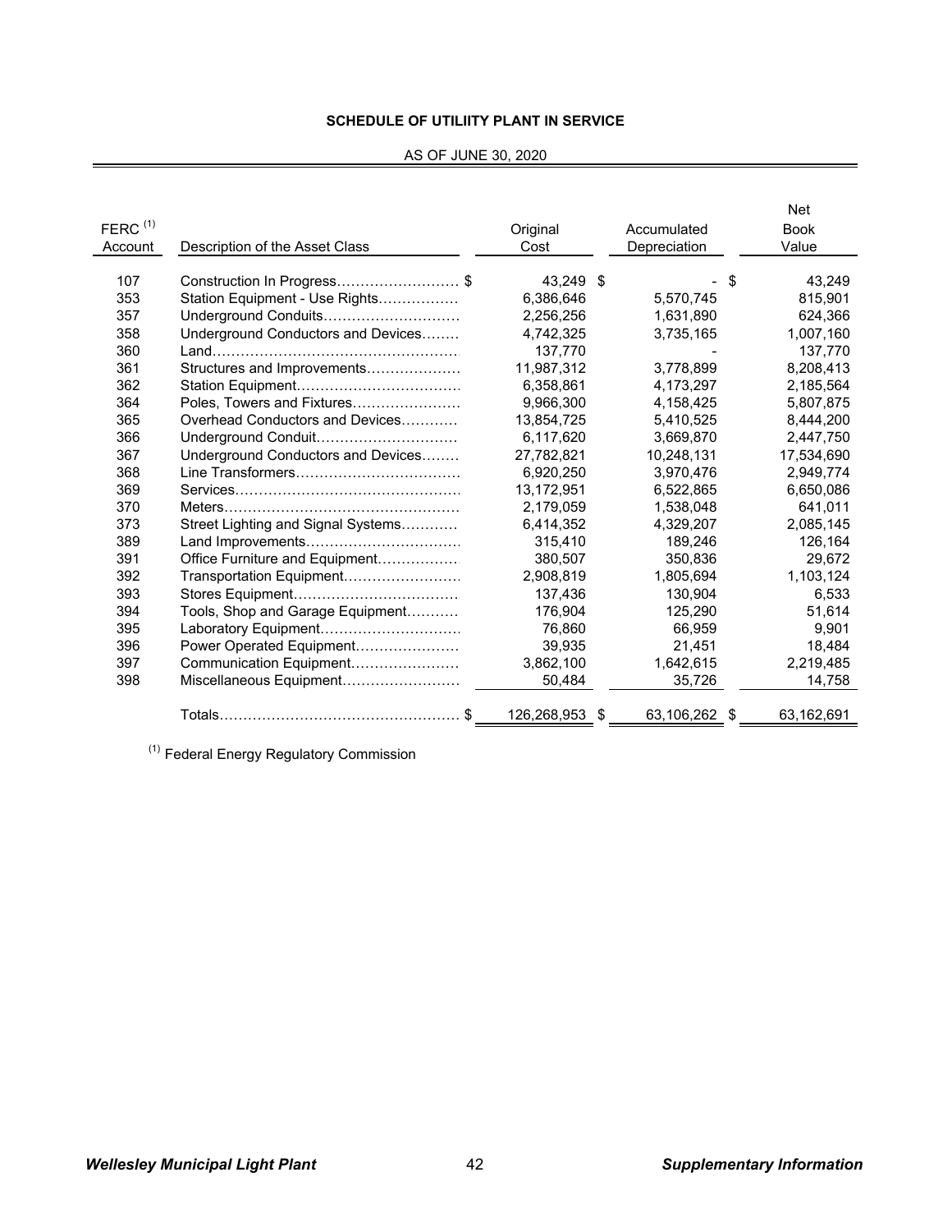**SCHEDULE OF UTILIITY PLANT IN SERVICE**

AS OF JUNE 30, 2020

| FERC [1] Account | Description of the Asset Class | Original Cost | Accumulated Depreciation | Net Book Value |
|---|---|---|---|---|
| 107 | Construction In Progress | $ 43,249 | $ - | $ 43,249 |
| 353 | Station Equipment - Use Rights | 6,386,646 | 5,570,745 | 815,901 |
| 357 | Underground Conduits | 2,256,256 | 1,631,890 | 624,366 |
| 358 | Underground Conductors and Devices | 4,742,325 | 3,735,165 | 1,007,160 |
| 360 | Land | 137,770 | - | 137,770 |
| 361 | Structures and Improvements | 11,987,312 | 3,778,899 | 8,208,413 |
| 362 | Station Equipment | 6,358,861 | 4,173,297 | 2,185,564 |
| 364 | Poles, Towers and Fixtures | 9,966,300 | 4,158,425 | 5,807,875 |
| 365 | Overhead Conductors and Devices | 13,854,725 | 5,410,525 | 8,444,200 |
| 366 | Underground Conduit | 6,117,620 | 3,669,870 | 2,447,750 |
| 367 | Underground Conductors and Devices | 27,782,821 | 10,248,131 | 17,534,690 |
| 368 | Line Transformers | 6,920,250 | 3,970,476 | 2,949,774 |
| 369 | Services | 13,172,951 | 6,522,865 | 6,650,086 |
| 370 | Meters | 2,179,059 | 1,538,048 | 641,011 |
| 373 | Street Lighting and Signal Systems | 6,414,352 | 4,329,207 | 2,085,145 |
| 389 | Land Improvements | 315,410 | 189,246 | 126,164 |
| 391 | Office Furniture and Equipment | 380,507 | 350,836 | 29,672 |
| 392 | Transportation Equipment | 2,908,819 | 1,805,694 | 1,103,124 |
| 393 | Stores Equipment | 137,436 | 130,904 | 6,533 |
| 394 | Tools, Shop and Garage Equipment | 176,904 | 125,290 | 51,614 |
| 395 | Laboratory Equipment | 76,860 | 66,959 | 9,901 |
| 396 | Power Operated Equipment | 39,935 | 21,451 | 18,484 |
| 397 | Communication Equipment | 3,862,100 | 1,642,615 | 2,219,485 |
| 398 | Miscellaneous Equipment | 50,484 | 35,726 | 14,758 |
| | Totals | $ 126,268,953 | $ 63,106,262 | $ 63,162,691 |

[1] Federal Energy Regulatory Commission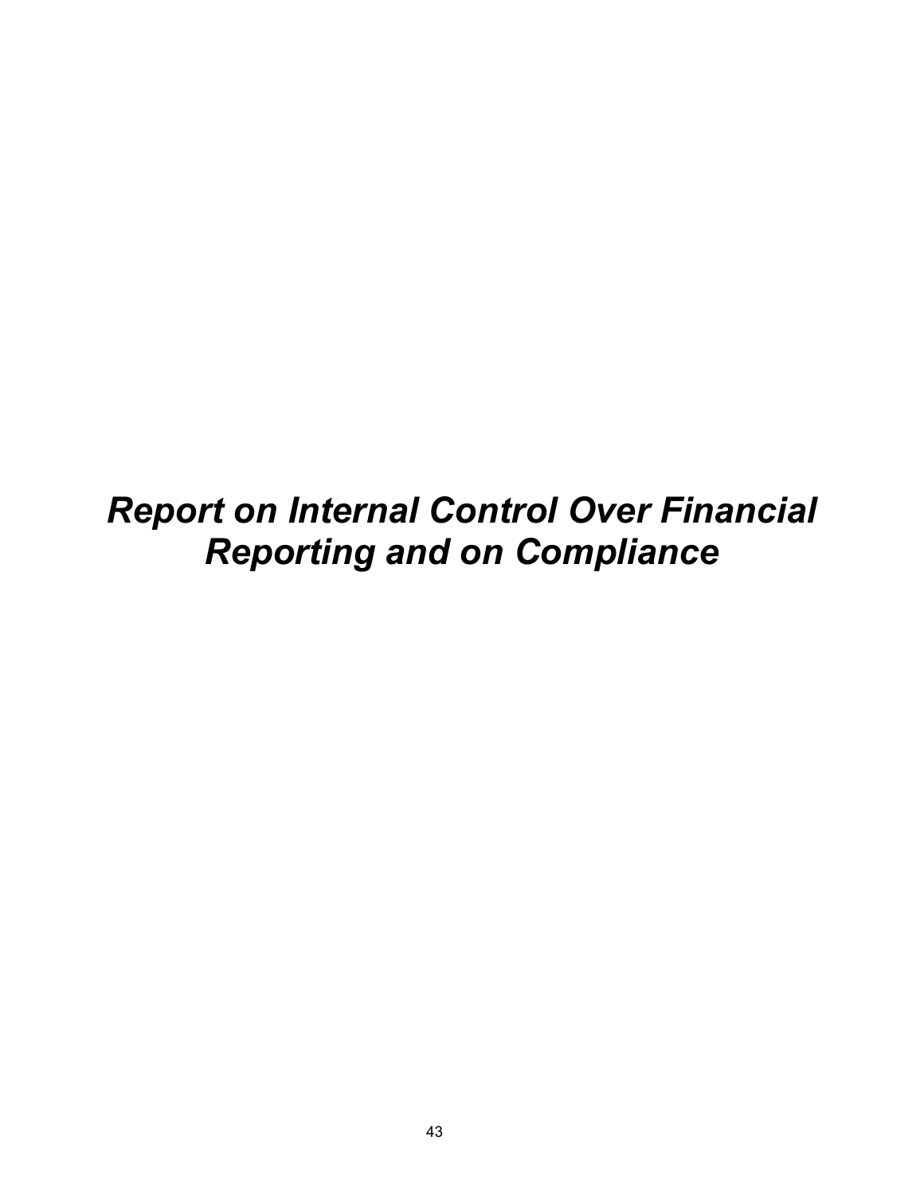# *Report on Internal Control Over Financial Reporting and on Compliance*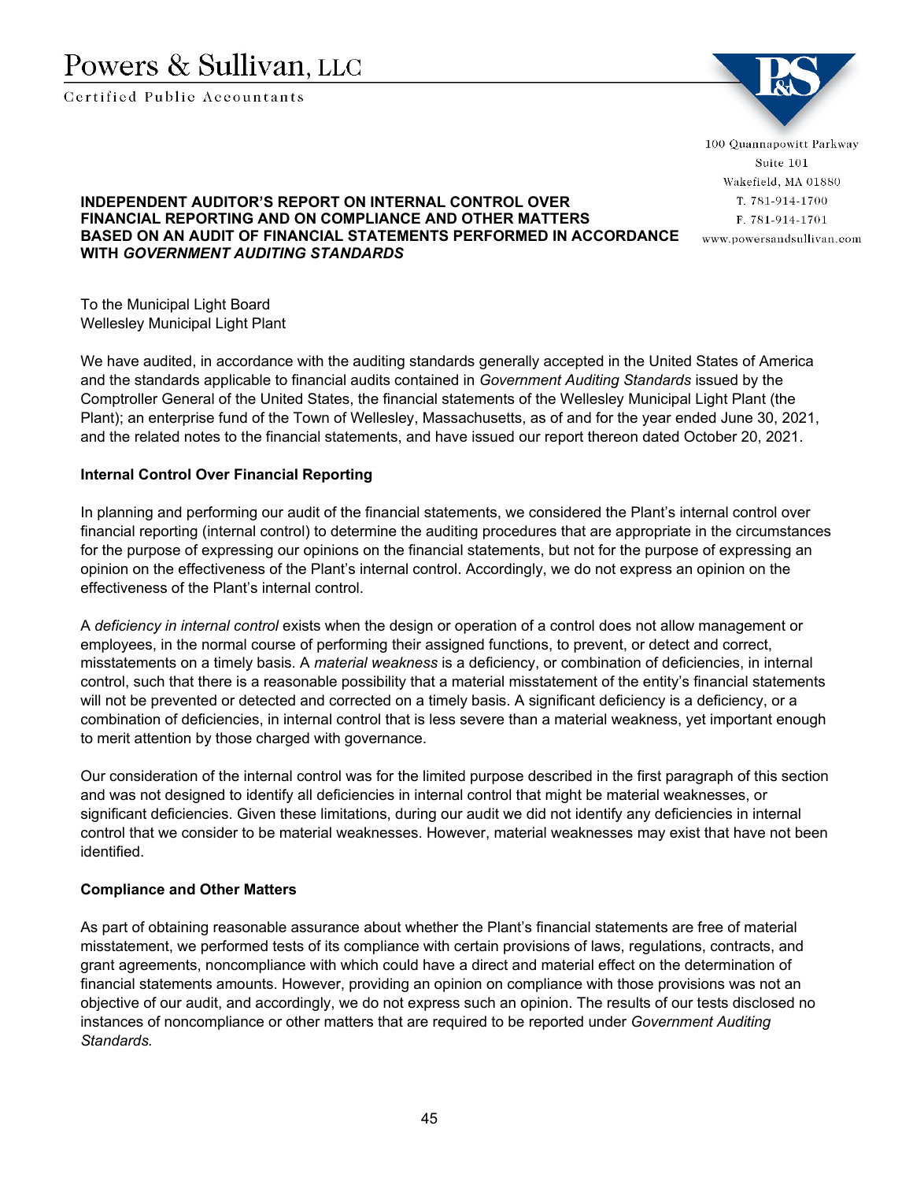Powers & Sullivan, LLC

Certified Public Accountants

100 Quannapowitt Parkway
Suite 101
Wakefield, MA 01880
T. 781-914-1700
F. 781-914-1701
www.powersandsullivan.com

# INDEPENDENT AUDITOR'S REPORT ON INTERNAL CONTROL OVER FINANCIAL REPORTING AND ON COMPLIANCE AND OTHER MATTERS BASED ON AN AUDIT OF FINANCIAL STATEMENTS PERFORMED IN ACCORDANCE WITH *GOVERNMENT AUDITING STANDARDS*

To the Municipal Light Board
Wellesley Municipal Light Plant

We have audited, in accordance with the auditing standards generally accepted in the United States of America and the standards applicable to financial audits contained in *Government Auditing Standards* issued by the Comptroller General of the United States, the financial statements of the Wellesley Municipal Light Plant (the Plant); an enterprise fund of the Town of Wellesley, Massachusetts, as of and for the year ended June 30, 2021, and the related notes to the financial statements, and have issued our report thereon dated October 20, 2021.

## Internal Control Over Financial Reporting

In planning and performing our audit of the financial statements, we considered the Plant's internal control over financial reporting (internal control) to determine the auditing procedures that are appropriate in the circumstances for the purpose of expressing our opinions on the financial statements, but not for the purpose of expressing an opinion on the effectiveness of the Plant's internal control. Accordingly, we do not express an opinion on the effectiveness of the Plant's internal control.

A *deficiency in internal control* exists when the design or operation of a control does not allow management or employees, in the normal course of performing their assigned functions, to prevent, or detect and correct, misstatements on a timely basis. A *material weakness* is a deficiency, or combination of deficiencies, in internal control, such that there is a reasonable possibility that a material misstatement of the entity's financial statements will not be prevented or detected and corrected on a timely basis. A significant deficiency is a deficiency, or a combination of deficiencies, in internal control that is less severe than a material weakness, yet important enough to merit attention by those charged with governance.

Our consideration of the internal control was for the limited purpose described in the first paragraph of this section and was not designed to identify all deficiencies in internal control that might be material weaknesses, or significant deficiencies. Given these limitations, during our audit we did not identify any deficiencies in internal control that we consider to be material weaknesses. However, material weaknesses may exist that have not been identified.

## Compliance and Other Matters

As part of obtaining reasonable assurance about whether the Plant's financial statements are free of material misstatement, we performed tests of its compliance with certain provisions of laws, regulations, contracts, and grant agreements, noncompliance with which could have a direct and material effect on the determination of financial statements amounts. However, providing an opinion on compliance with those provisions was not an objective of our audit, and accordingly, we do not express such an opinion. The results of our tests disclosed no instances of noncompliance or other matters that are required to be reported under *Government Auditing Standards.*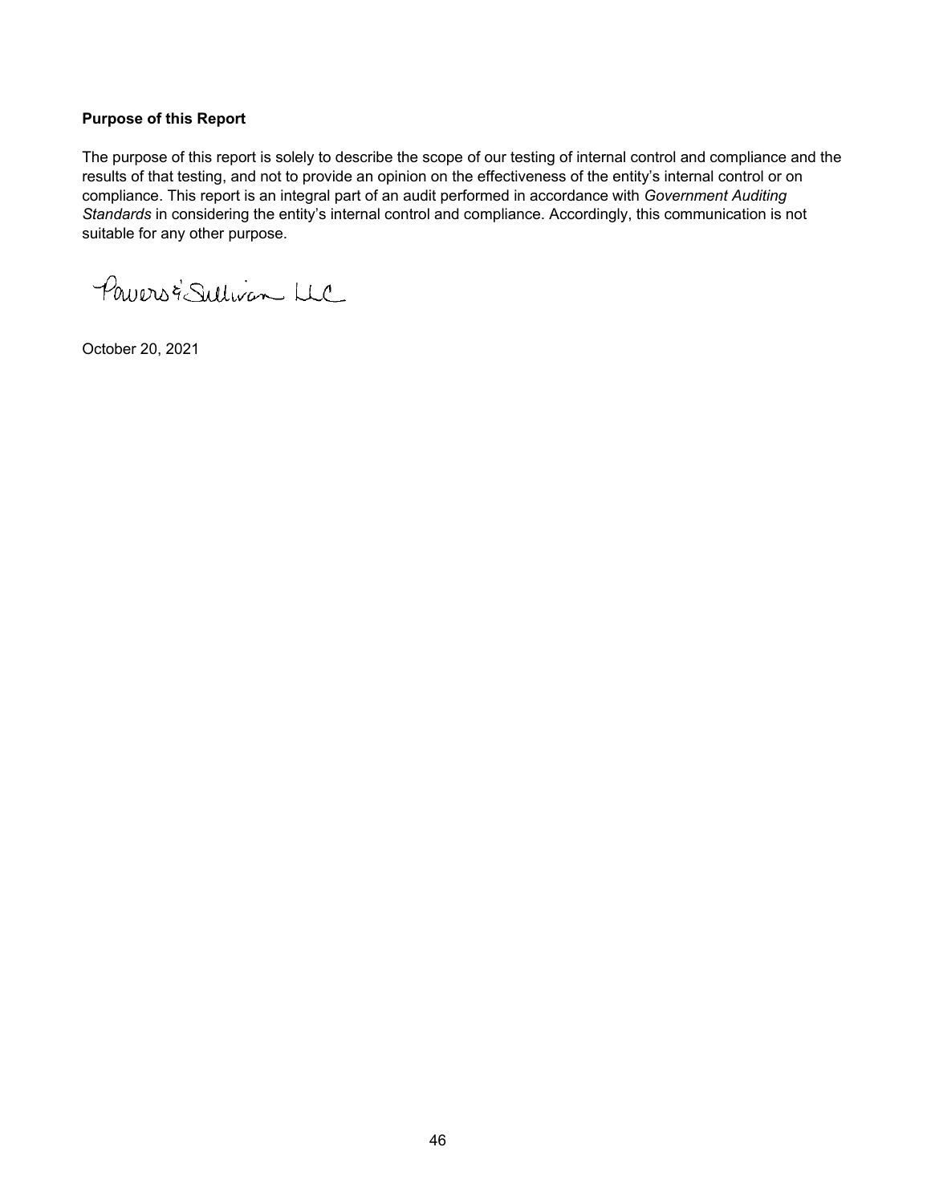**Purpose of this Report**

The purpose of this report is solely to describe the scope of our testing of internal control and compliance and the results of that testing, and not to provide an opinion on the effectiveness of the entity's internal control or on compliance. This report is an integral part of an audit performed in accordance with *Government Auditing Standards* in considering the entity's internal control and compliance. Accordingly, this communication is not suitable for any other purpose.

Powers & Sullivan LLC

October 20, 2021